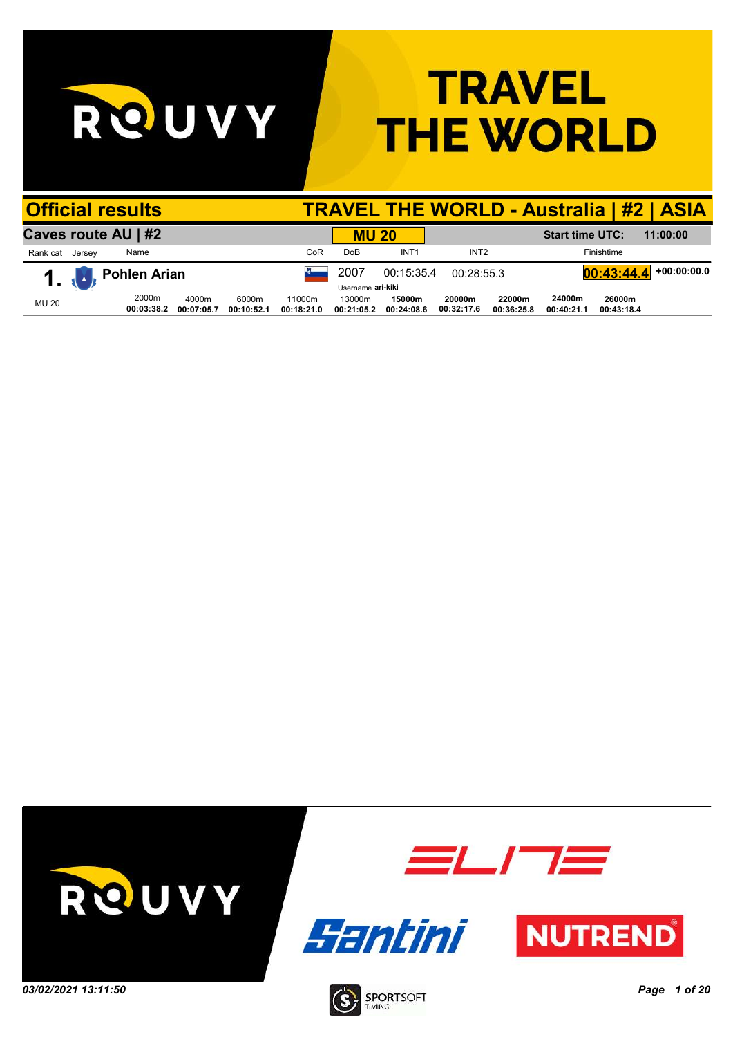# TRAVEL THE WORLD

## Official results

## TRAVEL THE WORLD - Australia | #2 | ASIA

### Caves route AU | #2

**MU 20**

**Start time UTC:** 11:00:00

| Rank cat | Jersey | Name | CoR | DoB | INT1 | INT2 | Finishtime | |
|---|---|---|---|---|---|---|---|---|
| 1. | | **Pohlen Arian** | SLO | 2007 | 00:15:35.4 | 00:28:55.3 | **00:43:44.4** | +00:00:00.0 |
| MU 20 | | | | Username **ari-kiki** | | | | |

| 2000m | 4000m | 6000m | 11000m | 13000m | 15000m | 20000m | 22000m | 24000m | 26000m |
|---|---|---|---|---|---|---|---|---|---|
| 00:03:38.2 | 00:07:05.7 | 00:10:52.1 | 00:18:21.0 | 00:21:05.2 | 00:24:08.6 | 00:32:17.6 | 00:36:25.8 | 00:40:21.1 | 00:43:18.4 |

*03/02/2021 13:11:50*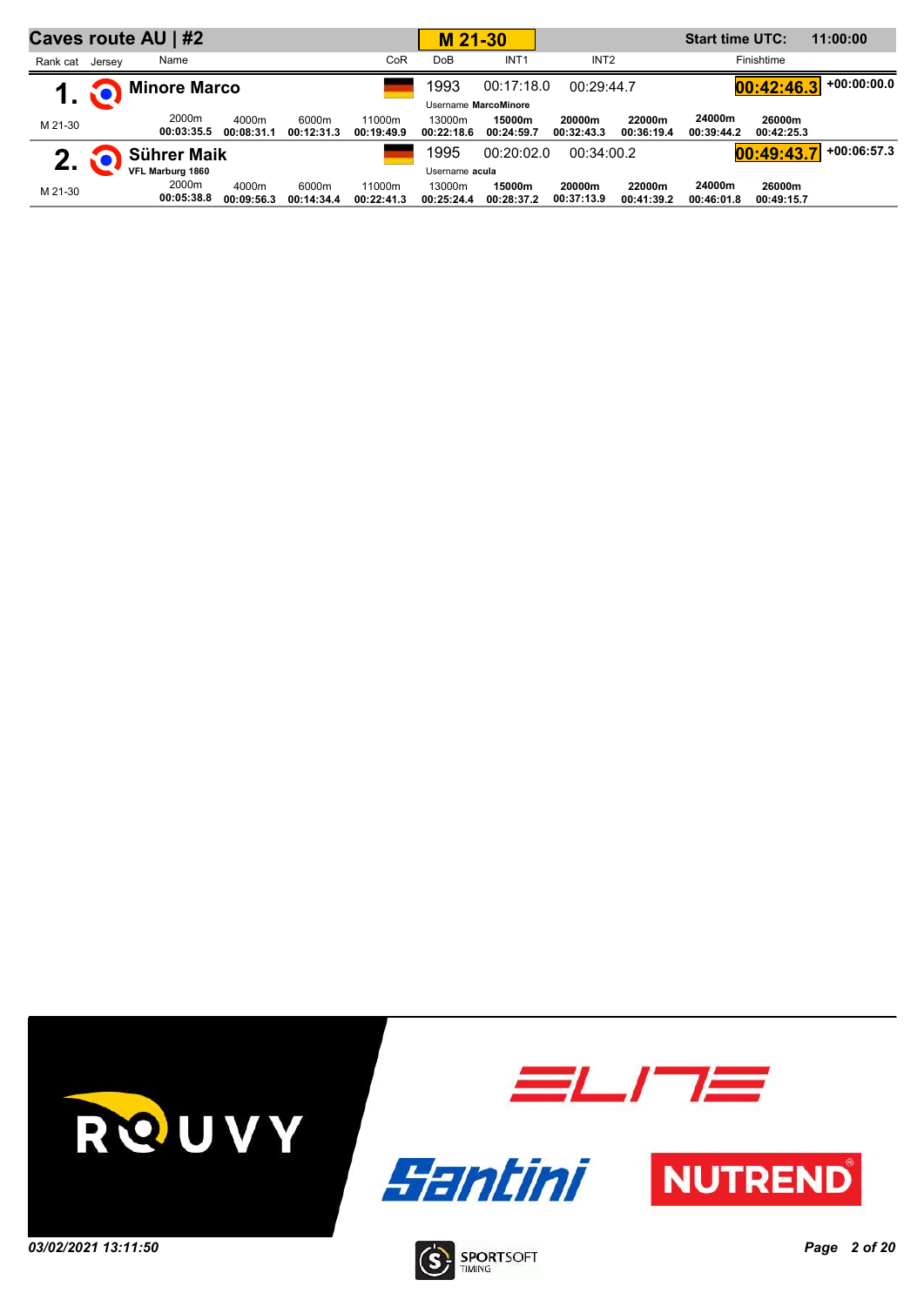# Caves route AU | #2

**M 21-30** | **Start time UTC:** 11:00:00

| Rank | cat | Jersey | Name | CoR | DoB | INT1 | INT2 | Finishtime | Gap |
|---|---|---|---|---|---|---|---|---|---|
| 1. | M 21-30 | | **Minore Marco** | GER | 1993 | 00:17:18.0 | 00:29:44.7 | **00:42:46.3** | +00:00:00.0 |
| | | | | | Username **MarcoMinore** | | | | |
| 2. | M 21-30 | | **Sührer Maik** (VFL Marburg 1860) | GER | 1995 | 00:20:02.0 | 00:34:00.2 | **00:49:43.7** | +00:06:57.3 |
| | | | | | Username **acula** | | | | |

**Split times**

| Rank | Name | 2000m | 4000m | 6000m | 11000m | 13000m | 15000m | 20000m | 22000m | 24000m | 26000m |
|---|---|---|---|---|---|---|---|---|---|---|---|
| 1. | Minore Marco | 00:03:35.5 | 00:08:31.1 | 00:12:31.3 | 00:19:49.9 | 00:22:18.6 | 00:24:59.7 | 00:32:43.3 | 00:36:19.4 | 00:39:44.2 | 00:42:25.3 |
| 2. | Sührer Maik | 00:05:38.8 | 00:09:56.3 | 00:14:34.4 | 00:22:41.3 | 00:25:24.4 | 00:28:37.2 | 00:37:13.9 | 00:41:39.2 | 00:46:01.8 | 00:49:15.7 |

ROUVY | ELITE | Santini | NUTREND

*03/02/2021 13:11:50*

SPORTSOFT TIMING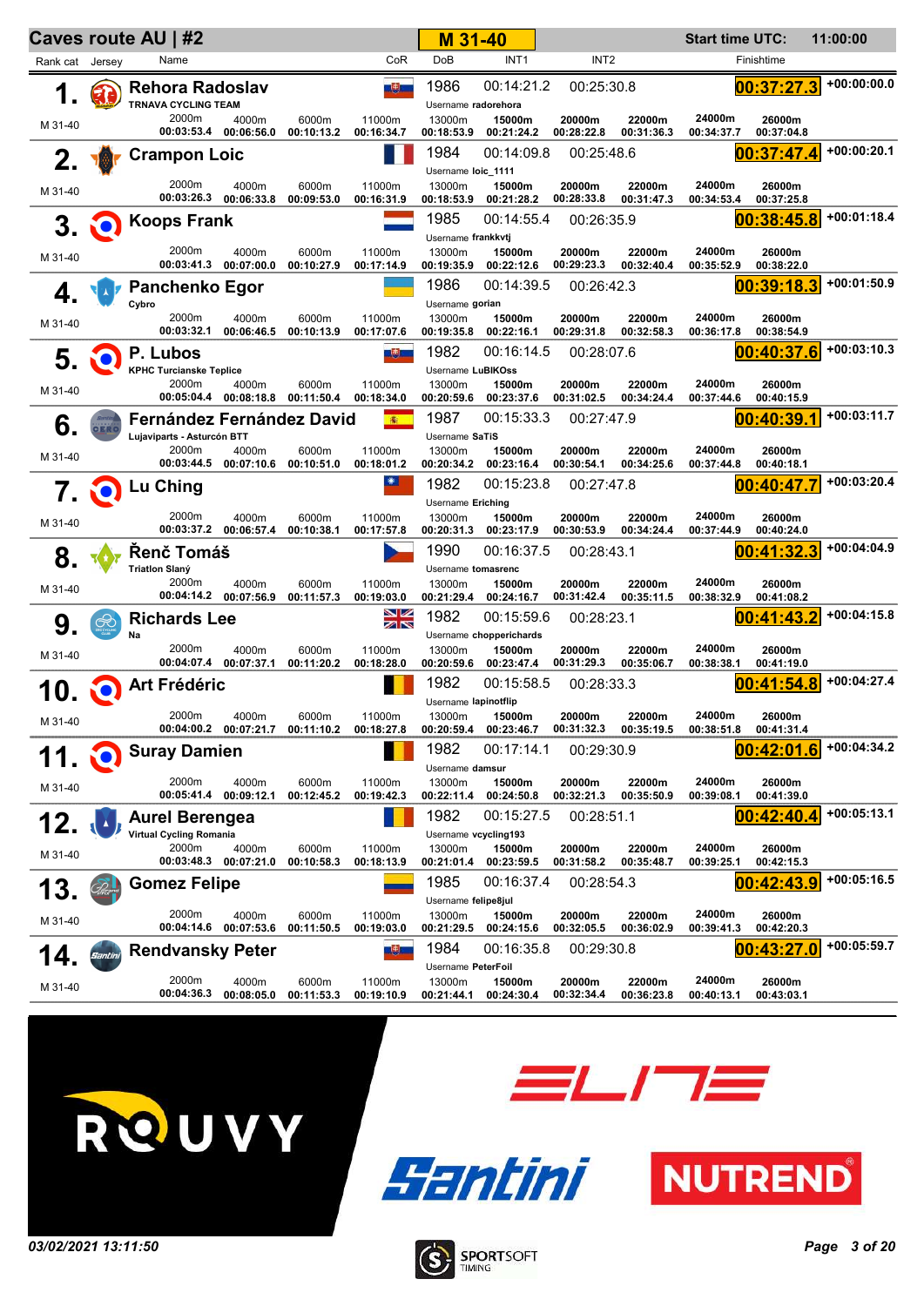# Caves route AU | #2

**M 31-40** | **Start time UTC:** 11:00:00

| Rank | cat | Name | Team | CoR | DoB | INT1 | INT2 | Finishtime | Gap | Username | 2000m | 4000m | 6000m | 11000m | 13000m | 15000m | 20000m | 22000m | 24000m | 26000m |
|---|---|---|---|---|---|---|---|---|---|---|---|---|---|---|---|---|---|---|---|---|
| 1. | M 31-40 | Rehora Radoslav | TRNAVA CYCLING TEAM | | 1986 | 00:14:21.2 | 00:25:30.8 | 00:37:27.3 | +00:00:00.0 | radorehora | 00:03:53.4 | 00:06:56.0 | 00:10:13.2 | 00:16:34.7 | 00:18:53.9 | 00:21:24.2 | 00:28:22.8 | 00:31:36.3 | 00:34:37.7 | 00:37:04.8 |
| 2. | M 31-40 | Crampon Loic | | | 1984 | 00:14:09.8 | 00:25:48.6 | 00:37:47.4 | +00:00:20.1 | loic_1111 | 00:03:26.3 | 00:06:33.8 | 00:09:53.0 | 00:16:31.9 | 00:18:53.9 | 00:21:28.2 | 00:28:33.8 | 00:31:47.3 | 00:34:53.4 | 00:37:25.8 |
| 3. | M 31-40 | Koops Frank | | | 1985 | 00:14:55.4 | 00:26:35.9 | 00:38:45.8 | +00:01:18.4 | frankkvtj | 00:03:41.3 | 00:07:00.0 | 00:10:27.9 | 00:17:14.9 | 00:19:35.9 | 00:22:12.6 | 00:29:23.3 | 00:32:40.4 | 00:35:52.9 | 00:38:22.0 |
| 4. | M 31-40 | Panchenko Egor | Cybro | | 1986 | 00:14:39.5 | 00:26:42.3 | 00:39:18.3 | +00:01:50.9 | gorian | 00:03:32.1 | 00:06:46.5 | 00:10:13.9 | 00:17:07.6 | 00:19:35.8 | 00:22:16.1 | 00:29:31.8 | 00:32:58.3 | 00:36:17.8 | 00:38:54.9 |
| 5. | M 31-40 | P. Lubos | KPHC Turcianske Teplice | | 1982 | 00:16:14.5 | 00:28:07.6 | 00:40:37.6 | +00:03:10.3 | LuBIKOss | 00:05:04.4 | 00:08:18.8 | 00:11:50.4 | 00:18:34.0 | 00:20:59.6 | 00:23:37.6 | 00:31:02.5 | 00:34:24.4 | 00:37:44.6 | 00:40:15.9 |
| 6. | M 31-40 | Fernández Fernández David | Lujaviparts - Asturcón BTT | | 1987 | 00:15:33.3 | 00:27:47.9 | 00:40:39.1 | +00:03:11.7 | SaTiS | 00:03:44.5 | 00:07:10.6 | 00:10:51.0 | 00:18:01.2 | 00:20:34.2 | 00:23:16.4 | 00:30:54.1 | 00:34:25.6 | 00:37:44.8 | 00:40:18.1 |
| 7. | M 31-40 | Lu Ching | | | 1982 | 00:15:23.8 | 00:27:47.8 | 00:40:47.7 | +00:03:20.4 | Eriching | 00:03:37.2 | 00:06:57.4 | 00:10:38.1 | 00:17:57.8 | 00:20:31.3 | 00:23:17.9 | 00:30:53.9 | 00:34:24.4 | 00:37:44.9 | 00:40:24.0 |
| 8. | M 31-40 | Řenč Tomáš | Triatlon Slaný | | 1990 | 00:16:37.5 | 00:28:43.1 | 00:41:32.3 | +00:04:04.9 | tomasrenc | 00:04:14.2 | 00:07:56.9 | 00:11:57.3 | 00:19:03.0 | 00:21:29.4 | 00:24:16.7 | 00:31:42.4 | 00:35:11.5 | 00:38:32.9 | 00:41:08.2 |
| 9. | M 31-40 | Richards Lee | Na | | 1982 | 00:15:59.6 | 00:28:23.1 | 00:41:43.2 | +00:04:15.8 | chopperichards | 00:04:07.4 | 00:07:37.1 | 00:11:20.2 | 00:18:28.0 | 00:20:59.6 | 00:23:47.4 | 00:31:29.3 | 00:35:06.7 | 00:38:38.1 | 00:41:19.0 |
| 10. | M 31-40 | Art Frédéric | | | 1982 | 00:15:58.5 | 00:28:33.3 | 00:41:54.8 | +00:04:27.4 | lapinotflip | 00:04:00.2 | 00:07:21.7 | 00:11:10.2 | 00:18:27.8 | 00:20:59.4 | 00:23:46.7 | 00:31:32.3 | 00:35:19.5 | 00:38:51.8 | 00:41:31.4 |
| 11. | M 31-40 | Suray Damien | | | 1982 | 00:17:14.1 | 00:29:30.9 | 00:42:01.6 | +00:04:34.2 | damsur | 00:05:41.4 | 00:09:12.1 | 00:12:45.2 | 00:19:42.3 | 00:22:11.4 | 00:24:50.8 | 00:32:21.3 | 00:35:50.9 | 00:39:08.1 | 00:41:39.0 |
| 12. | M 31-40 | Aurel Berengea | Virtual Cycling Romania | | 1982 | 00:15:27.5 | 00:28:51.1 | 00:42:40.4 | +00:05:13.1 | vcycling193 | 00:03:48.3 | 00:07:21.0 | 00:10:58.3 | 00:18:13.9 | 00:21:01.4 | 00:23:59.5 | 00:31:58.2 | 00:35:48.7 | 00:39:25.1 | 00:42:15.3 |
| 13. | M 31-40 | Gomez Felipe | | | 1985 | 00:16:37.4 | 00:28:54.3 | 00:42:43.9 | +00:05:16.5 | felipe8jul | 00:04:14.6 | 00:07:53.6 | 00:11:50.5 | 00:19:03.0 | 00:21:29.5 | 00:24:15.6 | 00:32:05.5 | 00:36:02.9 | 00:39:41.3 | 00:42:20.3 |
| 14. | M 31-40 | Rendvansky Peter | | | 1984 | 00:16:35.8 | 00:29:30.8 | 00:43:27.0 | +00:05:59.7 | PeterFoil | 00:04:36.3 | 00:08:05.0 | 00:11:53.3 | 00:19:10.9 | 00:21:44.1 | 00:24:30.4 | 00:32:34.4 | 00:36:23.8 | 00:40:13.1 | 00:43:03.1 |

ROUVY | ELITE | Santini | NUTREND

*03/02/2021 13:11:50*

SPORTSOFT TIMING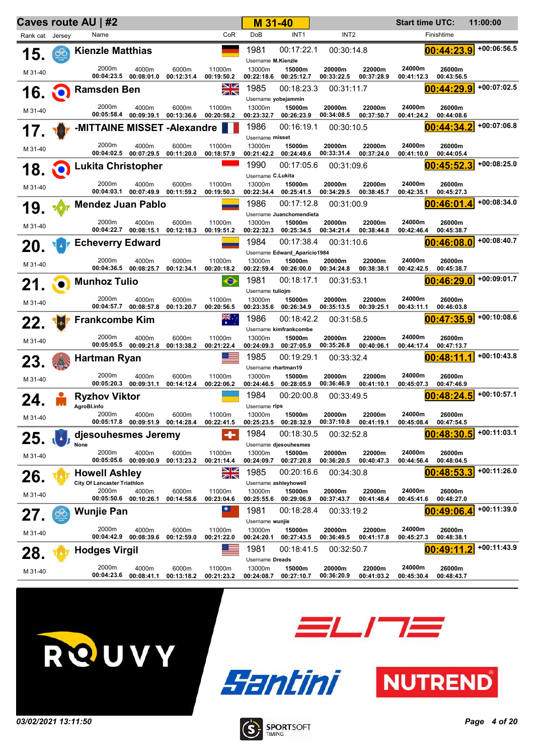# Caves route AU | #2

**M 31-40** — Start time UTC: 11:00:00

| Rank | Cat | Name | Club | CoR | DoB | Username | INT1 | INT2 | 2000m | 4000m | 6000m | 11000m | 13000m | 15000m | 20000m | 22000m | 24000m | 26000m | Finishtime | Gap |
|---|---|---|---|---|---|---|---|---|---|---|---|---|---|---|---|---|---|---|---|---|
| 15. | M 31-40 | Kienzle Matthias | | GER | 1981 | M.Kienzle | 00:17:22.1 | 00:30:14.8 | 00:04:23.5 | 00:08:01.0 | 00:12:31.4 | 00:19:50.2 | 00:22:18.6 | 00:25:12.7 | 00:33:22.5 | 00:37:28.9 | 00:41:12.3 | 00:43:56.5 | 00:44:23.9 | +00:06:56.5 |
| 16. | M 31-40 | Ramsden Ben | | GBR | 1985 | yobejammin | 00:18:23.3 | 00:31:11.7 | 00:05:58.4 | 00:09:39.1 | 00:13:36.6 | 00:20:58.2 | 00:23:32.7 | 00:26:23.9 | 00:34:08.5 | 00:37:50.7 | 00:41:24.2 | 00:44:08.6 | 00:44:29.9 | +00:07:02.5 |
| 17. | M 31-40 | -MITTAINE MISSET -Alexandre | | FRA | 1986 | misset | 00:16:19.1 | 00:30:10.5 | 00:04:02.5 | 00:07:29.5 | 00:11:20.0 | 00:18:57.9 | 00:21:42.2 | 00:24:49.6 | 00:33:31.4 | 00:37:24.0 | 00:41:10.0 | 00:44:05.4 | 00:44:34.2 | +00:07:06.8 |
| 18. | M 31-40 | Lukita Christopher | | INA | 1990 | C.Lukita | 00:17:05.6 | 00:31:09.6 | 00:04:03.1 | 00:07:49.9 | 00:11:59.2 | 00:19:50.3 | 00:22:34.4 | 00:25:41.5 | 00:34:29.5 | 00:38:45.7 | 00:42:35.1 | 00:45:27.3 | 00:45:52.3 | +00:08:25.0 |
| 19. | M 31-40 | Mendez Juan Pablo | | COL | 1986 | Juanchomendieta | 00:17:12.8 | 00:31:00.9 | 00:04:22.7 | 00:08:15.1 | 00:12:18.3 | 00:19:51.2 | 00:22:32.3 | 00:25:34.5 | 00:34:21.4 | 00:38:44.8 | 00:42:46.4 | 00:45:38.7 | 00:46:01.4 | +00:08:34.0 |
| 20. | M 31-40 | Echeverry Edward | | COL | 1984 | Edward_Aparicio1984 | 00:17:38.4 | 00:31:10.6 | 00:04:36.5 | 00:08:25.7 | 00:12:34.1 | 00:20:18.2 | 00:22:59.4 | 00:26:00.0 | 00:34:24.8 | 00:38:38.1 | 00:42:42.5 | 00:45:38.7 | 00:46:08.0 | +00:08:40.7 |
| 21. | M 31-40 | Munhoz Tulio | | BRA | 1981 | tuliojm | 00:18:17.1 | 00:31:53.1 | 00:04:57.7 | 00:08:57.8 | 00:13:20.7 | 00:20:56.5 | 00:23:35.6 | 00:26:34.9 | 00:35:13.5 | 00:39:25.1 | 00:43:11.1 | 00:46:03.8 | 00:46:29.0 | +00:09:01.7 |
| 22. | M 31-40 | Frankcombe Kim | | AUS | 1986 | kimfrankcombe | 00:18:42.2 | 00:31:58.5 | 00:05:05.5 | 00:09:21.8 | 00:13:38.2 | 00:21:22.4 | 00:24:09.3 | 00:27:05.9 | 00:35:26.8 | 00:40:06.1 | 00:44:17.4 | 00:47:13.7 | 00:47:35.9 | +00:10:08.6 |
| 23. | M 31-40 | Hartman Ryan | | USA | 1985 | rhartman19 | 00:19:29.1 | 00:33:32.4 | 00:05:20.3 | 00:09:31.1 | 00:14:12.4 | 00:22:06.2 | 00:24:46.5 | 00:28:05.9 | 00:36:46.9 | 00:41:10.1 | 00:45:07.3 | 00:47:46.9 | 00:48:11.1 | +00:10:43.8 |
| 24. | M 31-40 | Ryzhov Viktor | AgroBl.info | UKR | 1984 | rips | 00:20:00.8 | 00:33:49.5 | 00:05:17.8 | 00:09:51.9 | 00:14:28.4 | 00:22:41.5 | 00:25:23.5 | 00:28:32.9 | 00:37:10.8 | 00:41:19.1 | 00:45:08.4 | 00:47:54.5 | 00:48:24.5 | +00:10:57.1 |
| 25. | M 31-40 | djesouhesmes Jeremy | None | SUI | 1984 | djesouhesmes | 00:18:30.5 | 00:32:52.8 | 00:05:05.6 | 00:09:00.9 | 00:13:23.2 | 00:21:14.4 | 00:24:09.7 | 00:27:20.8 | 00:36:20.5 | 00:40:47.3 | 00:44:56.4 | 00:48:04.5 | 00:48:30.5 | +00:11:03.1 |
| 26. | M 31-40 | Howell Ashley | City Of Lancaster Triathlon | GBR | 1985 | ashleyhowell | 00:20:16.6 | 00:34:30.8 | 00:05:50.6 | 00:10:26.1 | 00:14:58.6 | 00:23:04.6 | 00:25:55.6 | 00:29:06.9 | 00:37:43.7 | 00:41:48.4 | 00:45:41.6 | 00:48:27.0 | 00:48:53.3 | +00:11:26.0 |
| 27. | M 31-40 | Wunjie Pan | | TPE | 1981 | wunjie | 00:18:28.4 | 00:33:19.2 | 00:04:42.9 | 00:08:39.6 | 00:12:59.0 | 00:21:22.0 | 00:24:20.1 | 00:27:43.5 | 00:36:49.5 | 00:41:17.8 | 00:45:27.3 | 00:48:38.1 | 00:49:06.4 | +00:11:39.0 |
| 28. | M 31-40 | Hodges Virgil | | USA | 1981 | Dreads | 00:18:41.5 | 00:32:50.7 | 00:04:23.6 | 00:08:41.1 | 00:13:18.2 | 00:21:23.2 | 00:24:08.7 | 00:27:10.7 | 00:36:20.9 | 00:41:03.2 | 00:45:30.4 | 00:48:43.7 | 00:49:11.2 | +00:11:43.9 |

ROUVY — ELITE — Santini — NUTREND

*03/02/2021 13:11:50*

SPORTSOFT TIMING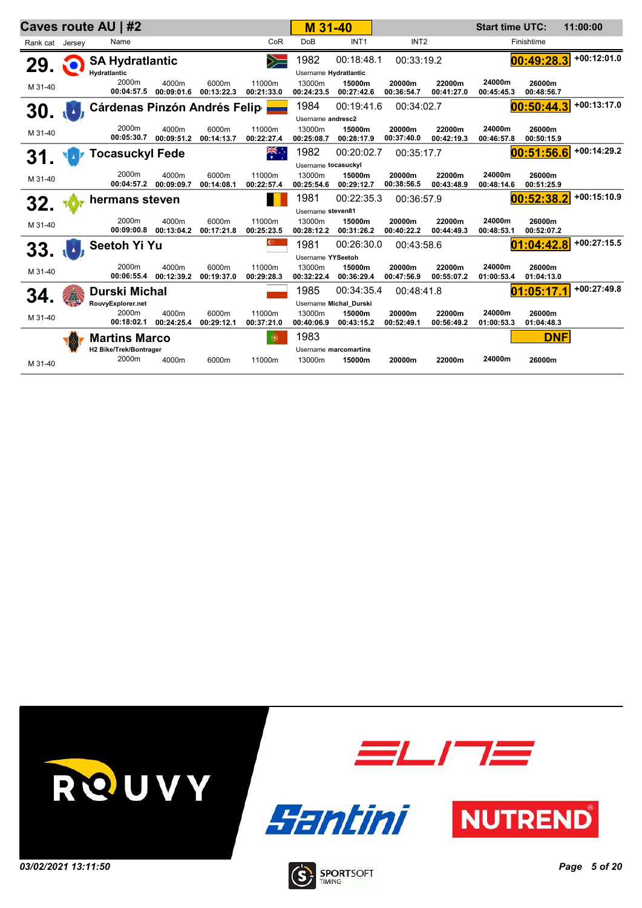# Caves route AU | #2

**M 31-40** — Start time UTC: 11:00:00

| Rank | Cat | Name | Team / Username | CoR | DoB | INT1 | INT2 | Finishtime | Gap |
|---|---|---|---|---|---|---|---|---|---|
| 29. | M 31-40 | SA Hydratlantic | Hydratlantic / Username Hydratlantic | | 1982 | 00:18:48.1 | 00:33:19.2 | 00:49:28.3 | +00:12:01.0 |
| 30. | M 31-40 | Cárdenas Pinzón Andrés Felip | Username andresc2 | | 1984 | 00:19:41.6 | 00:34:02.7 | 00:50:44.3 | +00:13:17.0 |
| 31. | M 31-40 | Tocasuckyl Fede | Username tocasuckyl | | 1982 | 00:20:02.7 | 00:35:17.7 | 00:51:56.6 | +00:14:29.2 |
| 32. | M 31-40 | hermans steven | Username steven81 | | 1981 | 00:22:35.3 | 00:36:57.9 | 00:52:38.2 | +00:15:10.9 |
| 33. | M 31-40 | Seetoh Yi Yu | Username YYSeetoh | | 1981 | 00:26:30.0 | 00:43:58.6 | 01:04:42.8 | +00:27:15.5 |
| 34. | M 31-40 | Durski Michal | RouvyExplorer.net / Username Michal_Durski | | 1985 | 00:34:35.4 | 00:48:41.8 | 01:05:17.1 | +00:27:49.8 |
| | M 31-40 | Martins Marco | H2 Bike/Trek/Bontrager / Username marcomartins | | 1983 | | | DNF | |

| Name | 2000m | 4000m | 6000m | 11000m | 13000m | 15000m | 20000m | 22000m | 24000m | 26000m |
|---|---|---|---|---|---|---|---|---|---|---|
| SA Hydratlantic | 00:04:57.5 | 00:09:01.6 | 00:13:22.3 | 00:21:33.0 | 00:24:23.5 | 00:27:42.6 | 00:36:54.7 | 00:41:27.0 | 00:45:45.3 | 00:48:56.7 |
| Cárdenas Pinzón Andrés Felip | 00:05:30.7 | 00:09:51.2 | 00:14:13.7 | 00:22:27.4 | 00:25:08.7 | 00:28:17.9 | 00:37:40.0 | 00:42:19.3 | 00:46:57.8 | 00:50:15.9 |
| Tocasuckyl Fede | 00:04:57.2 | 00:09:09.7 | 00:14:08.1 | 00:22:57.4 | 00:25:54.6 | 00:29:12.7 | 00:38:56.5 | 00:43:48.9 | 00:48:14.6 | 00:51:25.9 |
| hermans steven | 00:09:00.8 | 00:13:04.2 | 00:17:21.8 | 00:25:23.5 | 00:28:12.2 | 00:31:26.2 | 00:40:22.2 | 00:44:49.3 | 00:48:53.1 | 00:52:07.2 |
| Seetoh Yi Yu | 00:06:55.4 | 00:12:39.2 | 00:19:37.0 | 00:29:28.3 | 00:32:22.4 | 00:36:29.4 | 00:47:56.9 | 00:55:07.2 | 01:00:53.4 | 01:04:13.0 |
| Durski Michal | 00:18:02.1 | 00:24:25.4 | 00:29:12.1 | 00:37:21.0 | 00:40:06.9 | 00:43:15.2 | 00:52:49.1 | 00:56:49.2 | 01:00:53.3 | 01:04:48.3 |
| Martins Marco | | | | | | | | | | |

*03/02/2021 13:11:50*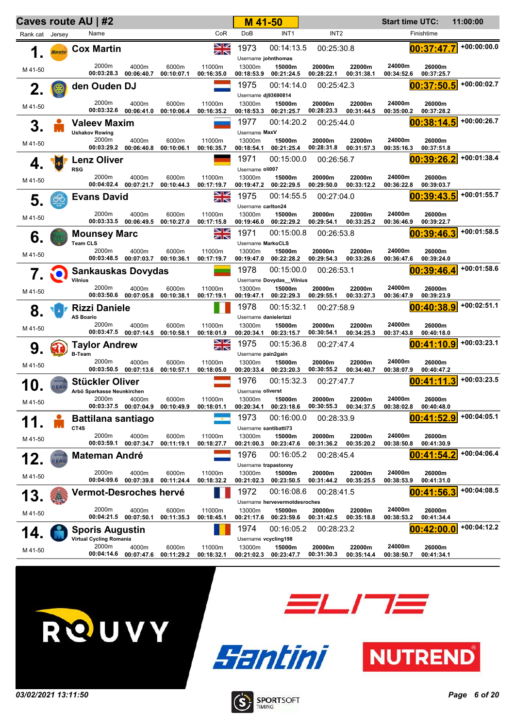# Caves route AU | #2

**M 41-50**

**Start time UTC:** 11:00:00

| Rank | Cat | Name | Team | CoR | DoB | Username | INT1 | INT2 | 2000m | 4000m | 6000m | 11000m | 13000m | 15000m | 20000m | 22000m | 24000m | 26000m | Finishtime | Gap |
|---|---|---|---|---|---|---|---|---|---|---|---|---|---|---|---|---|---|---|---|---|
| 1. | M 41-50 | Cox Martin | | GBR | 1973 | johnthomas | 00:14:13.5 | 00:25:30.8 | 00:03:28.3 | 00:06:40.7 | 00:10:07.1 | 00:16:35.0 | 00:18:53.9 | 00:21:24.5 | 00:28:22.1 | 00:31:38.1 | 00:34:52.6 | 00:37:25.7 | 00:37:47.7 | +00:00:00.0 |
| 2. | M 41-50 | den Ouden DJ | | NED | 1975 | dj93690814 | 00:14:14.0 | 00:25:42.3 | 00:03:32.6 | 00:06:41.0 | 00:10:06.4 | 00:16:35.2 | 00:18:53.3 | 00:21:25.7 | 00:28:23.3 | 00:31:44.5 | 00:35:00.2 | 00:37:28.2 | 00:37:50.5 | +00:00:02.7 |
| 3. | M 41-50 | Valeev Maxim | Ushakov Rowing | RUS | 1977 | MaxV | 00:14:20.2 | 00:25:44.0 | 00:03:29.2 | 00:06:40.8 | 00:10:06.1 | 00:16:35.7 | 00:18:54.1 | 00:21:25.4 | 00:28:31.8 | 00:31:57.3 | 00:35:16.3 | 00:37:51.8 | 00:38:14.5 | +00:00:26.7 |
| 4. | M 41-50 | Lenz Oliver | RSG | GER | 1971 | oli007 | 00:15:00.0 | 00:26:56.7 | 00:04:02.4 | 00:07:21.7 | 00:10:44.3 | 00:17:19.7 | 00:19:47.2 | 00:22:29.5 | 00:29:50.0 | 00:33:12.2 | 00:36:22.8 | 00:39:03.7 | 00:39:26.2 | +00:01:38.4 |
| 5. | M 41-50 | Evans David | | GBR | 1975 | carlton24 | 00:14:55.5 | 00:27:04.0 | 00:03:33.5 | 00:06:49.5 | 00:10:27.0 | 00:17:15.8 | 00:19:46.0 | 00:22:29.2 | 00:29:54.1 | 00:33:25.2 | 00:36:46.9 | 00:39:22.7 | 00:39:43.5 | +00:01:55.7 |
| 6. | M 41-50 | Mounsey Marc | Team CLS | GBR | 1971 | MarkoCLS | 00:15:00.8 | 00:26:53.8 | 00:03:48.5 | 00:07:03.7 | 00:10:36.1 | 00:17:19.7 | 00:19:47.0 | 00:22:28.2 | 00:29:54.3 | 00:33:26.6 | 00:36:47.6 | 00:39:24.0 | 00:39:46.3 | +00:01:58.5 |
| 7. | M 41-50 | Sankauskas Dovydas | Vilnius | LTU | 1978 | Dovydas__Vilnius | 00:15:00.0 | 00:26:53.1 | 00:03:50.6 | 00:07:05.8 | 00:10:38.1 | 00:17:19.1 | 00:19:47.1 | 00:22:29.3 | 00:29:55.1 | 00:33:27.3 | 00:36:47.9 | 00:39:23.9 | 00:39:46.4 | +00:01:58.6 |
| 8. | M 41-50 | Rizzi Daniele | AS Boario | ITA | 1978 | danielerizzi | 00:15:32.1 | 00:27:58.9 | 00:03:47.5 | 00:07:14.5 | 00:10:58.1 | 00:18:01.9 | 00:20:34.1 | 00:23:15.7 | 00:30:54.1 | 00:34:25.3 | 00:37:43.8 | 00:40:18.0 | 00:40:38.9 | +00:02:51.1 |
| 9. | M 41-50 | Taylor Andrew | B-Team | GBR | 1975 | pain2gain | 00:15:36.8 | 00:27:47.4 | 00:03:50.5 | 00:07:13.6 | 00:10:57.1 | 00:18:05.0 | 00:20:33.4 | 00:23:20.3 | 00:30:55.2 | 00:34:40.7 | 00:38:07.9 | 00:40:47.2 | 00:41:10.9 | +00:03:23.1 |
| 10. | M 41-50 | Stückler Oliver | Arbö Sparkasse Neunkirchen | AUT | 1976 | oliverst | 00:15:32.3 | 00:27:47.7 | 00:03:37.5 | 00:07:04.9 | 00:10:49.9 | 00:18:01.1 | 00:20:34.1 | 00:23:18.6 | 00:30:55.3 | 00:34:37.5 | 00:38:02.8 | 00:40:48.0 | 00:41:11.3 | +00:03:23.5 |
| 11. | M 41-50 | Battilana santiago | CT4S | ARG | 1973 | santibatti73 | 00:16:00.0 | 00:28:33.9 | 00:03:59.1 | 00:07:34.7 | 00:11:19.1 | 00:18:27.7 | 00:21:00.3 | 00:23:47.6 | 00:31:36.2 | 00:35:20.2 | 00:38:50.8 | 00:41:30.9 | 00:41:52.9 | +00:04:05.1 |
| 12. | M 41-50 | Mateman André | | NED | 1976 | trapastonny | 00:16:05.2 | 00:28:45.4 | 00:04:09.6 | 00:07:39.8 | 00:11:24.4 | 00:18:32.2 | 00:21:02.3 | 00:23:50.5 | 00:31:44.2 | 00:35:25.5 | 00:38:53.9 | 00:41:31.0 | 00:41:54.2 | +00:04:06.4 |
| 13. | M 41-50 | Vermot-Desroches hervé | | FRA | 1972 | hervevermotdesroches | 00:16:08.6 | 00:28:41.5 | 00:04:21.5 | 00:07:50.1 | 00:11:35.3 | 00:18:45.1 | 00:21:17.6 | 00:23:59.6 | 00:31:42.5 | 00:35:18.8 | 00:38:53.2 | 00:41:34.4 | 00:41:56.3 | +00:04:08.5 |
| 14. | M 41-50 | Sporis Augustin | Virtual Cycling Romania | ROU | 1974 | vcycling198 | 00:16:05.2 | 00:28:23.2 | 00:04:14.6 | 00:07:47.6 | 00:11:29.2 | 00:18:32.1 | 00:21:02.3 | 00:23:47.7 | 00:31:30.3 | 00:35:14.4 | 00:38:50.7 | 00:41:34.1 | 00:42:00.0 | +00:04:12.2 |

ROUVY — ELITE — Santini — NUTREND

*03/02/2021 13:11:50*

SPORTSOFT TIMING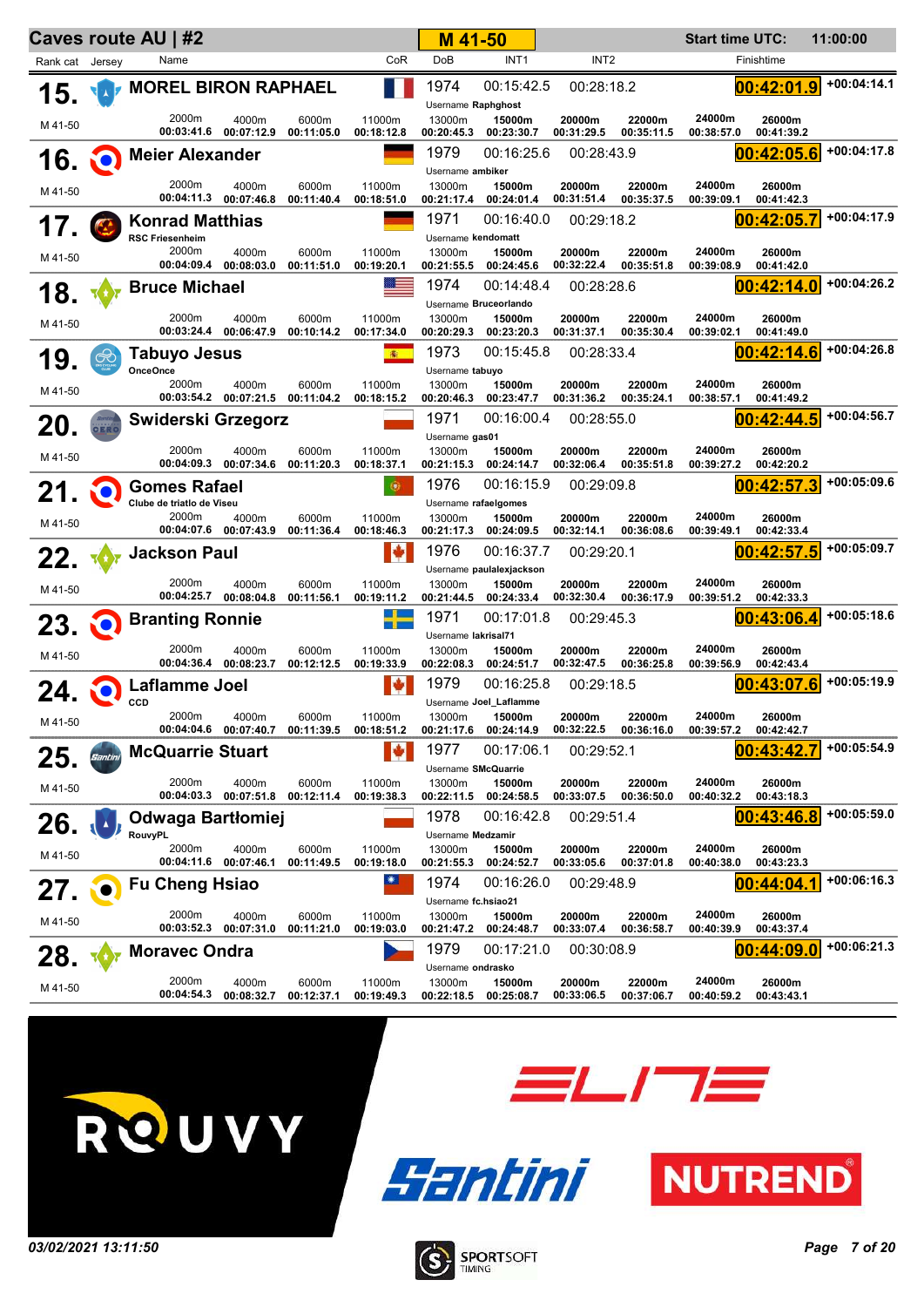# Caves route AU | #2

**M 41-50**

**Start time UTC:** 11:00:00

| Rank | Cat | Name | Club | CoR | DoB | Username | INT1 | INT2 | 2000m | 4000m | 6000m | 11000m | 13000m | 15000m | 20000m | 22000m | 24000m | 26000m | Finishtime | Gap |
|---|---|---|---|---|---|---|---|---|---|---|---|---|---|---|---|---|---|---|---|---|
| 15. | M 41-50 | MOREL BIRON RAPHAEL | | FRA | 1974 | Raphghost | 00:15:42.5 | 00:28:18.2 | 00:03:41.6 | 00:07:12.9 | 00:11:05.0 | 00:18:12.8 | 00:20:45.3 | 00:23:30.7 | 00:31:29.5 | 00:35:11.5 | 00:38:57.0 | 00:41:39.2 | 00:42:01.9 | +00:04:14.1 |
| 16. | M 41-50 | Meier Alexander | | GER | 1979 | ambiker | 00:16:25.6 | 00:28:43.9 | 00:04:11.3 | 00:07:46.8 | 00:11:40.4 | 00:18:51.0 | 00:21:17.4 | 00:24:01.4 | 00:31:51.4 | 00:35:37.5 | 00:39:09.1 | 00:41:42.3 | 00:42:05.6 | +00:04:17.8 |
| 17. | M 41-50 | Konrad Matthias | RSC Friesenheim | GER | 1971 | kendomatt | 00:16:40.0 | 00:29:18.2 | 00:04:09.4 | 00:08:03.0 | 00:11:51.0 | 00:19:20.1 | 00:21:55.5 | 00:24:45.6 | 00:32:22.4 | 00:35:51.8 | 00:39:08.9 | 00:41:42.0 | 00:42:05.7 | +00:04:17.9 |
| 18. | M 41-50 | Bruce Michael | | USA | 1974 | Bruceorlando | 00:14:48.4 | 00:28:28.6 | 00:03:24.4 | 00:06:47.9 | 00:10:14.2 | 00:17:34.0 | 00:20:29.3 | 00:23:20.3 | 00:31:37.1 | 00:35:30.4 | 00:39:02.1 | 00:41:49.0 | 00:42:14.0 | +00:04:26.2 |
| 19. | M 41-50 | Tabuyo Jesus | OnceOnce | ESP | 1973 | tabuyo | 00:15:45.8 | 00:28:33.4 | 00:03:54.2 | 00:07:21.5 | 00:11:04.2 | 00:18:15.2 | 00:20:46.3 | 00:23:47.7 | 00:31:36.2 | 00:35:24.1 | 00:38:57.1 | 00:41:49.2 | 00:42:14.6 | +00:04:26.8 |
| 20. | M 41-50 | Swiderski Grzegorz | | POL | 1971 | gas01 | 00:16:00.4 | 00:28:55.0 | 00:04:09.3 | 00:07:34.6 | 00:11:20.3 | 00:18:37.1 | 00:21:15.3 | 00:24:14.7 | 00:32:06.4 | 00:35:51.8 | 00:39:27.2 | 00:42:20.2 | 00:42:44.5 | +00:04:56.7 |
| 21. | M 41-50 | Gomes Rafael | Clube de triatlo de Viseu | POR | 1976 | rafaelgomes | 00:16:15.9 | 00:29:09.8 | 00:04:07.6 | 00:07:43.9 | 00:11:36.4 | 00:18:46.3 | 00:21:17.3 | 00:24:09.5 | 00:32:14.1 | 00:36:08.6 | 00:39:49.1 | 00:42:33.4 | 00:42:57.3 | +00:05:09.6 |
| 22. | M 41-50 | Jackson Paul | | CAN | 1976 | paulalexjackson | 00:16:37.7 | 00:29:20.1 | 00:04:25.7 | 00:08:04.8 | 00:11:56.1 | 00:19:11.2 | 00:21:44.5 | 00:24:33.4 | 00:32:30.4 | 00:36:17.9 | 00:39:51.2 | 00:42:33.3 | 00:42:57.5 | +00:05:09.7 |
| 23. | M 41-50 | Branting Ronnie | | SWE | 1971 | lakrisal71 | 00:17:01.8 | 00:29:45.3 | 00:04:36.4 | 00:08:23.7 | 00:12:12.5 | 00:19:33.9 | 00:22:08.3 | 00:24:51.7 | 00:32:47.5 | 00:36:25.8 | 00:39:56.9 | 00:42:43.4 | 00:43:06.4 | +00:05:18.6 |
| 24. | M 41-50 | Laflamme Joel | CCD | CAN | 1979 | Joel_Laflamme | 00:16:25.8 | 00:29:18.5 | 00:04:04.6 | 00:07:40.7 | 00:11:39.5 | 00:18:51.2 | 00:21:17.6 | 00:24:14.9 | 00:32:22.5 | 00:36:16.0 | 00:39:57.2 | 00:42:42.7 | 00:43:07.6 | +00:05:19.9 |
| 25. | M 41-50 | McQuarrie Stuart | | CAN | 1977 | SMcQuarrie | 00:17:06.1 | 00:29:52.1 | 00:04:03.3 | 00:07:51.8 | 00:12:11.4 | 00:19:38.3 | 00:22:11.5 | 00:24:58.5 | 00:33:07.5 | 00:36:50.0 | 00:40:32.2 | 00:43:18.3 | 00:43:42.7 | +00:05:54.9 |
| 26. | M 41-50 | Odwaga Bartłomiej | RouvyPL | POL | 1978 | Medzamir | 00:16:42.8 | 00:29:51.4 | 00:04:11.6 | 00:07:46.1 | 00:11:49.5 | 00:19:18.0 | 00:21:55.3 | 00:24:52.7 | 00:33:05.6 | 00:37:01.8 | 00:40:38.0 | 00:43:23.3 | 00:43:46.8 | +00:05:59.0 |
| 27. | M 41-50 | Fu Cheng Hsiao | | TPE | 1974 | fc.hsiao21 | 00:16:26.0 | 00:29:48.9 | 00:03:52.3 | 00:07:31.0 | 00:11:21.0 | 00:19:03.0 | 00:21:47.2 | 00:24:48.7 | 00:33:07.4 | 00:36:58.7 | 00:40:39.9 | 00:43:37.4 | 00:44:04.1 | +00:06:16.3 |
| 28. | M 41-50 | Moravec Ondra | | CZE | 1979 | ondrasko | 00:17:21.0 | 00:30:08.9 | 00:04:54.3 | 00:08:32.7 | 00:12:37.1 | 00:19:49.3 | 00:22:18.5 | 00:25:08.7 | 00:33:06.5 | 00:37:06.7 | 00:40:59.2 | 00:43:43.1 | 00:44:09.0 | +00:06:21.3 |

ROUVY | ELITE | Santini | NUTREND

*03/02/2021 13:11:50*

SPORTSOFT TIMING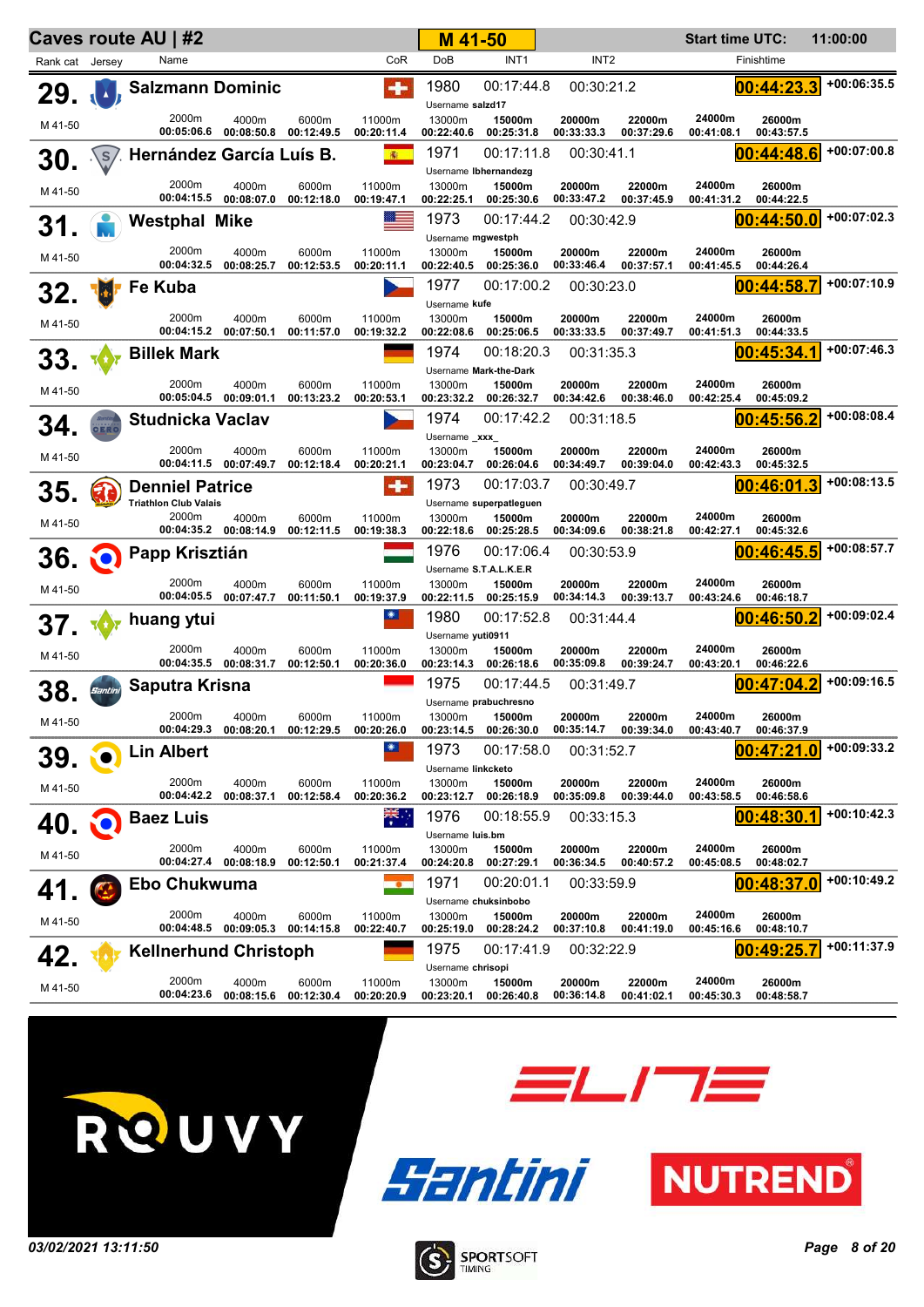# Caves route AU | #2

**M 41-50**

**Start time UTC:** 11:00:00

| Rank | Rank cat | Name | Club | CoR | DoB | Username | INT1 | INT2 | Finishtime | Gap | 2000m | 4000m | 6000m | 11000m | 13000m | 15000m | 20000m | 22000m | 24000m | 26000m |
|---|---|---|---|---|---|---|---|---|---|---|---|---|---|---|---|---|---|---|---|---|
| 29. | M 41-50 | Salzmann Dominic | | SUI | 1980 | salzd17 | 00:17:44.8 | 00:30:21.2 | 00:44:23.3 | +00:06:35.5 | 00:05:06.6 | 00:08:50.8 | 00:12:49.5 | 00:20:11.4 | 00:22:40.6 | 00:25:31.8 | 00:33:33.3 | 00:37:29.6 | 00:41:08.1 | 00:43:57.5 |
| 30. | M 41-50 | Hernández García Luís B. | | ESP | 1971 | lbhernandezg | 00:17:11.8 | 00:30:41.1 | 00:44:48.6 | +00:07:00.8 | 00:04:15.5 | 00:08:07.0 | 00:12:18.0 | 00:19:47.1 | 00:22:25.1 | 00:25:30.6 | 00:33:47.2 | 00:37:45.9 | 00:41:31.2 | 00:44:22.5 |
| 31. | M 41-50 | Westphal Mike | | USA | 1973 | mgwestph | 00:17:44.2 | 00:30:42.9 | 00:44:50.0 | +00:07:02.3 | 00:04:32.5 | 00:08:25.7 | 00:12:53.5 | 00:20:11.1 | 00:22:40.5 | 00:25:36.0 | 00:33:46.4 | 00:37:57.1 | 00:41:45.5 | 00:44:26.4 |
| 32. | M 41-50 | Fe Kuba | | CZE | 1977 | kufe | 00:17:00.2 | 00:30:23.0 | 00:44:58.7 | +00:07:10.9 | 00:04:15.2 | 00:07:50.1 | 00:11:57.0 | 00:19:32.2 | 00:22:08.6 | 00:25:06.5 | 00:33:33.5 | 00:37:49.7 | 00:41:51.3 | 00:44:33.5 |
| 33. | M 41-50 | Billek Mark | | GER | 1974 | Mark-the-Dark | 00:18:20.3 | 00:31:35.3 | 00:45:34.1 | +00:07:46.3 | 00:05:04.5 | 00:09:01.1 | 00:13:23.2 | 00:20:53.1 | 00:23:32.2 | 00:26:32.7 | 00:34:42.6 | 00:38:46.0 | 00:42:25.4 | 00:45:09.2 |
| 34. | M 41-50 | Studnicka Vaclav | | CZE | 1974 | _xxx_ | 00:17:42.2 | 00:31:18.5 | 00:45:56.2 | +00:08:08.4 | 00:04:11.5 | 00:07:49.7 | 00:12:18.4 | 00:20:21.1 | 00:23:04.7 | 00:26:04.6 | 00:34:49.7 | 00:39:04.0 | 00:42:43.3 | 00:45:32.5 |
| 35. | M 41-50 | Denniel Patrice | Triathlon Club Valais | SUI | 1973 | superpatleguen | 00:17:03.7 | 00:30:49.7 | 00:46:01.3 | +00:08:13.5 | 00:04:35.2 | 00:08:14.9 | 00:12:11.5 | 00:19:38.3 | 00:22:18.6 | 00:25:28.5 | 00:34:09.6 | 00:38:21.8 | 00:42:27.1 | 00:45:32.6 |
| 36. | M 41-50 | Papp Krisztián | | HUN | 1976 | S.T.A.L.K.E.R | 00:17:06.4 | 00:30:53.9 | 00:46:45.5 | +00:08:57.7 | 00:04:05.5 | 00:07:47.7 | 00:11:50.1 | 00:19:37.9 | 00:22:11.5 | 00:25:15.9 | 00:34:14.3 | 00:39:13.7 | 00:43:24.6 | 00:46:18.7 |
| 37. | M 41-50 | huang ytui | | TPE | 1980 | yuti0911 | 00:17:52.8 | 00:31:44.4 | 00:46:50.2 | +00:09:02.4 | 00:04:35.5 | 00:08:31.7 | 00:12:50.1 | 00:20:36.0 | 00:23:14.3 | 00:26:18.6 | 00:35:09.8 | 00:39:24.7 | 00:43:20.1 | 00:46:22.6 |
| 38. | M 41-50 | Saputra Krisna | | INA | 1975 | prabuchresno | 00:17:44.5 | 00:31:49.7 | 00:47:04.2 | +00:09:16.5 | 00:04:29.3 | 00:08:20.1 | 00:12:29.5 | 00:20:26.0 | 00:23:14.5 | 00:26:30.0 | 00:35:14.7 | 00:39:34.0 | 00:43:40.7 | 00:46:37.9 |
| 39. | M 41-50 | Lin Albert | | TPE | 1973 | linckketo | 00:17:58.0 | 00:31:52.7 | 00:47:21.0 | +00:09:33.2 | 00:04:42.2 | 00:08:37.1 | 00:12:58.4 | 00:20:36.2 | 00:23:12.7 | 00:26:18.9 | 00:35:09.8 | 00:39:44.0 | 00:43:58.5 | 00:46:58.6 |
| 40. | M 41-50 | Baez Luis | | AUS | 1976 | luis.bm | 00:18:55.9 | 00:33:15.3 | 00:48:30.1 | +00:10:42.3 | 00:04:27.4 | 00:08:18.9 | 00:12:50.1 | 00:21:37.4 | 00:24:20.8 | 00:27:29.1 | 00:36:34.5 | 00:40:57.2 | 00:45:08.5 | 00:48:02.7 |
| 41. | M 41-50 | Ebo Chukwuma | | IND | 1971 | chuksinbobo | 00:20:01.1 | 00:33:59.9 | 00:48:37.0 | +00:10:49.2 | 00:04:48.5 | 00:09:05.3 | 00:14:15.8 | 00:22:40.7 | 00:25:19.0 | 00:28:24.2 | 00:37:10.8 | 00:41:19.0 | 00:45:16.6 | 00:48:10.7 |
| 42. | M 41-50 | Kellnerhund Christoph | | GER | 1975 | chrisopi | 00:17:41.9 | 00:32:22.9 | 00:49:25.7 | +00:11:37.9 | 00:04:23.6 | 00:08:15.6 | 00:12:30.4 | 00:20:20.9 | 00:23:20.1 | 00:26:40.8 | 00:36:14.8 | 00:41:02.1 | 00:45:30.3 | 00:48:58.7 |

ROUVY · ELITE · Santini · NUTREND

*03/02/2021 13:11:50*

SPORTSOFT TIMING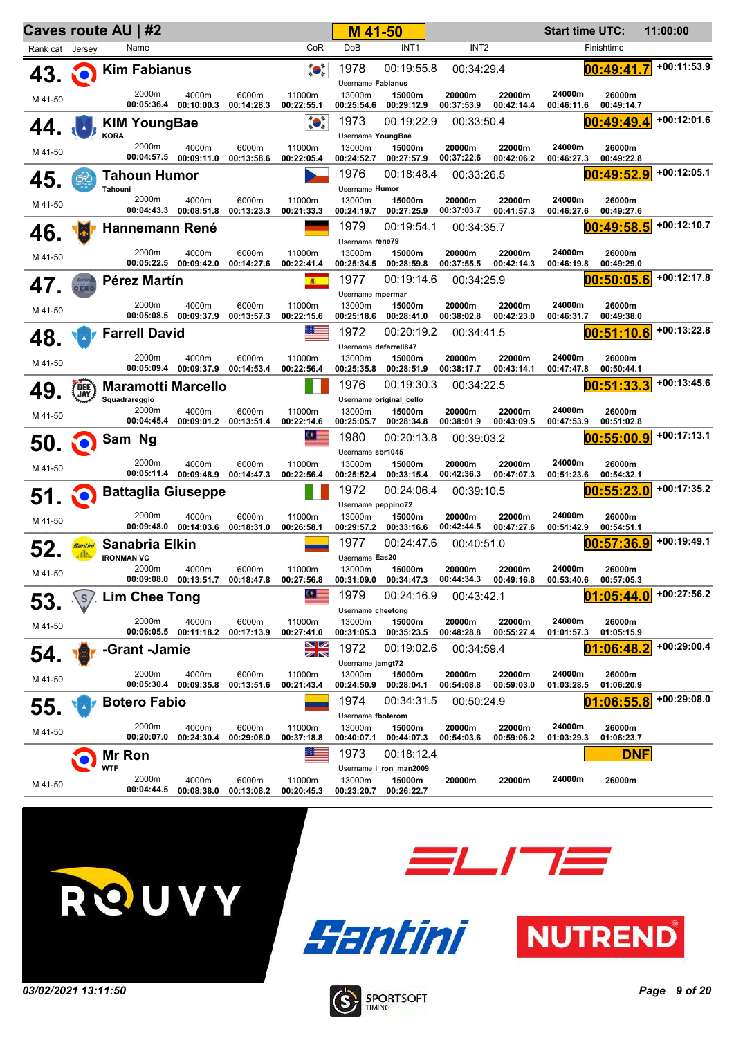# Caves route AU | #2

**M 41-50**

**Start time UTC:** 11:00:00

| Rank | cat | Name | Team | DoB | Username | INT1 | INT2 | Finishtime | Gap | 2000m | 4000m | 6000m | 11000m | 13000m | 15000m | 20000m | 22000m | 24000m | 26000m |
|---|---|---|---|---|---|---|---|---|---|---|---|---|---|---|---|---|---|---|---|
| 43. | M 41-50 | Kim Fabianus | | 1978 | Fabianus | 00:19:55.8 | 00:34:29.4 | 00:49:41.7 | +00:11:53.9 | 00:05:36.4 | 00:10:00.3 | 00:14:28.3 | 00:22:55.1 | 00:25:54.6 | 00:29:12.9 | 00:37:53.9 | 00:42:14.4 | 00:46:11.6 | 00:49:14.7 |
| 44. | M 41-50 | KIM YoungBae | KORA | 1973 | YoungBae | 00:19:22.9 | 00:33:50.4 | 00:49:49.4 | +00:12:01.6 | 00:04:57.5 | 00:09:11.0 | 00:13:58.6 | 00:22:05.4 | 00:24:52.7 | 00:27:57.9 | 00:37:22.6 | 00:42:06.2 | 00:46:27.3 | 00:49:22.8 |
| 45. | M 41-50 | Tahoun Humor | Tahouni | 1976 | Humor | 00:18:48.4 | 00:33:26.5 | 00:49:52.9 | +00:12:05.1 | 00:04:43.3 | 00:08:51.8 | 00:13:23.3 | 00:21:33.3 | 00:24:19.7 | 00:27:25.9 | 00:37:03.7 | 00:41:57.3 | 00:46:27.6 | 00:49:27.6 |
| 46. | M 41-50 | Hannemann René | | 1979 | rene79 | 00:19:54.1 | 00:34:35.7 | 00:49:58.5 | +00:12:10.7 | 00:05:22.5 | 00:09:42.0 | 00:14:27.6 | 00:22:41.4 | 00:25:34.5 | 00:28:59.8 | 00:37:55.5 | 00:42:14.3 | 00:46:19.8 | 00:49:29.0 |
| 47. | M 41-50 | Pérez Martín | | 1977 | mpermar | 00:19:14.6 | 00:34:25.9 | 00:50:05.6 | +00:12:17.8 | 00:05:08.5 | 00:09:37.9 | 00:13:57.3 | 00:22:15.6 | 00:25:18.6 | 00:28:41.0 | 00:38:02.8 | 00:42:23.0 | 00:46:31.7 | 00:49:38.0 |
| 48. | M 41-50 | Farrell David | | 1972 | dafarrell847 | 00:20:19.2 | 00:34:41.5 | 00:51:10.6 | +00:13:22.8 | 00:05:09.4 | 00:09:37.9 | 00:14:53.4 | 00:22:56.4 | 00:25:35.8 | 00:28:51.9 | 00:38:17.7 | 00:43:14.1 | 00:47:47.8 | 00:50:44.1 |
| 49. | M 41-50 | Maramotti Marcello | Squadrareggio | 1976 | original_cello | 00:19:30.3 | 00:34:22.5 | 00:51:33.3 | +00:13:45.6 | 00:04:45.4 | 00:09:01.2 | 00:13:51.4 | 00:22:14.6 | 00:25:05.7 | 00:28:34.8 | 00:38:01.9 | 00:43:09.5 | 00:47:53.9 | 00:51:02.8 |
| 50. | M 41-50 | Sam Ng | | 1980 | sbr1045 | 00:20:13.8 | 00:39:03.2 | 00:55:00.9 | +00:17:13.1 | 00:05:11.4 | 00:09:48.9 | 00:14:47.3 | 00:22:56.4 | 00:25:52.4 | 00:33:15.4 | 00:42:36.3 | 00:47:07.3 | 00:51:23.6 | 00:54:32.1 |
| 51. | M 41-50 | Battaglia Giuseppe | | 1972 | peppino72 | 00:24:06.4 | 00:39:10.5 | 00:55:23.0 | +00:17:35.2 | 00:09:48.0 | 00:14:03.6 | 00:18:31.0 | 00:26:58.1 | 00:29:57.2 | 00:33:16.6 | 00:42:44.5 | 00:47:27.6 | 00:51:42.9 | 00:54:51.1 |
| 52. | M 41-50 | Sanabria Elkin | IRONMAN VC | 1977 | Eas20 | 00:24:47.6 | 00:40:51.0 | 00:57:36.9 | +00:19:49.1 | 00:09:08.0 | 00:13:51.7 | 00:18:47.8 | 00:27:56.8 | 00:31:09.0 | 00:34:47.3 | 00:44:34.3 | 00:49:16.8 | 00:53:40.6 | 00:57:05.3 |
| 53. | M 41-50 | Lim Chee Tong | | 1979 | cheetong | 00:24:16.9 | 00:43:42.1 | 01:05:44.0 | +00:27:56.2 | 00:06:05.5 | 00:11:18.2 | 00:17:13.9 | 00:27:41.0 | 00:31:05.3 | 00:35:23.5 | 00:48:28.8 | 00:55:27.4 | 01:01:57.3 | 01:05:15.9 |
| 54. | M 41-50 | -Grant -Jamie | | 1972 | jamgt72 | 00:19:02.6 | 00:34:59.4 | 01:06:48.2 | +00:29:00.4 | 00:05:30.4 | 00:09:35.8 | 00:13:51.6 | 00:21:43.4 | 00:24:50.9 | 00:28:04.1 | 00:54:08.8 | 00:59:03.0 | 01:03:28.5 | 01:06:20.9 |
| 55. | M 41-50 | Botero Fabio | | 1974 | fboterom | 00:34:31.5 | 00:50:24.9 | 01:06:55.8 | +00:29:08.0 | 00:20:07.0 | 00:24:30.4 | 00:29:08.0 | 00:37:18.8 | 00:40:07.1 | 00:44:07.3 | 00:54:03.6 | 00:59:06.2 | 01:03:29.3 | 01:06:23.7 |
| | M 41-50 | Mr Ron | WTF | 1973 | i_ron_man2009 | 00:18:12.4 | | DNF | | 00:04:44.5 | 00:08:38.0 | 00:13:08.2 | 00:20:45.3 | 00:23:20.7 | 00:26:22.7 | | | | |

ROUVY · ELITE · Santini · NUTREND · SPORTSOFT TIMING

*03/02/2021 13:11:50*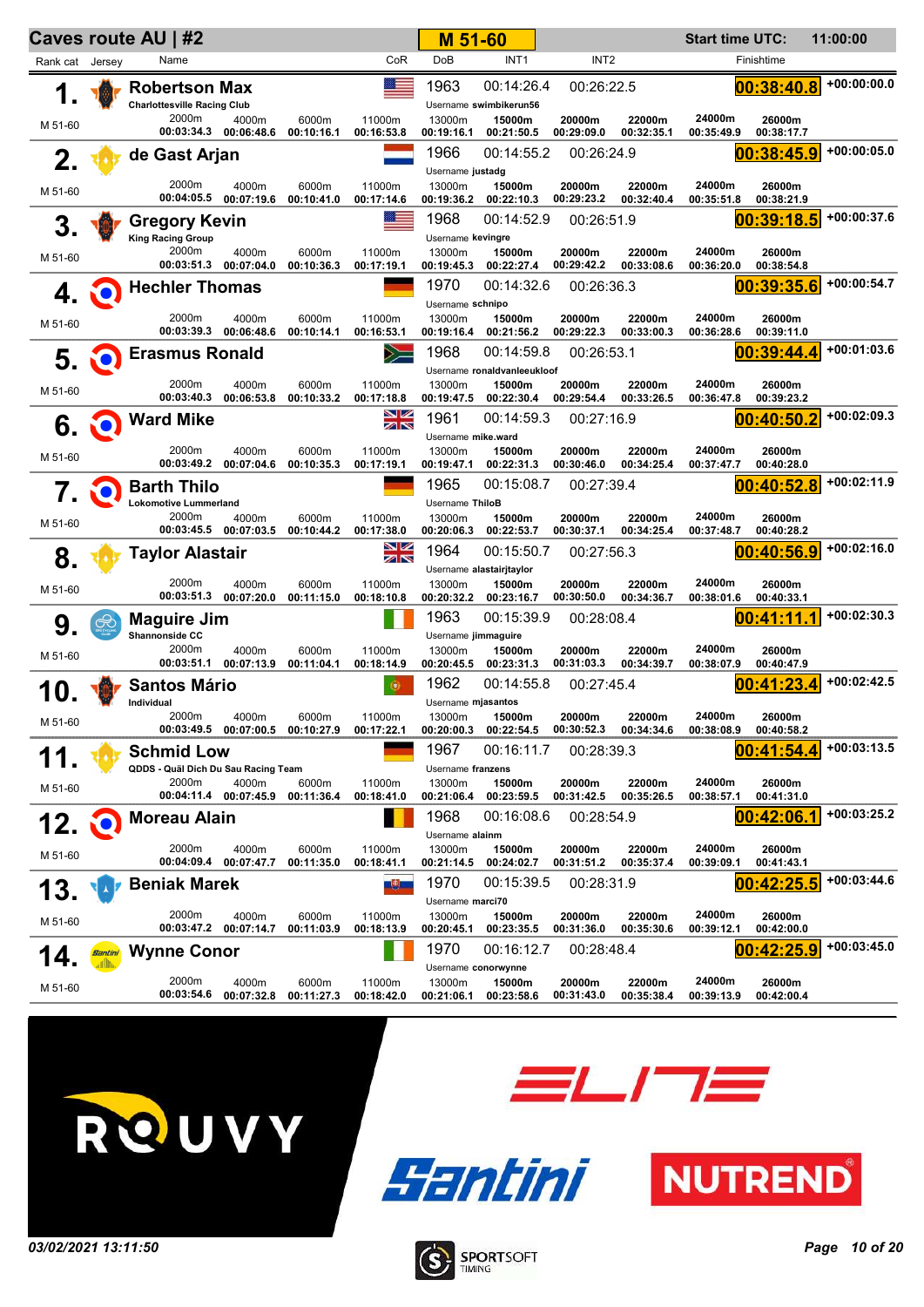**Caves route AU | #2** **M 51-60** **Start time UTC: 11:00:00**

| Rank | cat | Name | Club | CoR | DoB | Username | INT1 | INT2 | Finishtime | Gap | 2000m | 4000m | 6000m | 11000m | 13000m | 15000m | 20000m | 22000m | 24000m | 26000m |
|---|---|---|---|---|---|---|---|---|---|---|---|---|---|---|---|---|---|---|---|---|
| 1. | M 51-60 | Robertson Max | Charlottesville Racing Club | USA | 1963 | swimbikerun56 | 00:14:26.4 | 00:26:22.5 | 00:38:40.8 | +00:00:00.0 | 00:03:34.3 | 00:06:48.6 | 00:10:16.1 | 00:16:53.8 | 00:19:16.1 | 00:21:50.5 | 00:29:09.0 | 00:32:35.1 | 00:35:49.9 | 00:38:17.7 |
| 2. | M 51-60 | de Gast Arjan | | NED | 1966 | justadg | 00:14:55.2 | 00:26:24.9 | 00:38:45.9 | +00:00:05.0 | 00:04:05.5 | 00:07:19.6 | 00:10:41.0 | 00:17:14.6 | 00:19:36.2 | 00:22:10.3 | 00:29:23.2 | 00:32:40.4 | 00:35:51.8 | 00:38:21.9 |
| 3. | M 51-60 | Gregory Kevin | King Racing Group | USA | 1968 | kevingre | 00:14:52.9 | 00:26:51.9 | 00:39:18.5 | +00:00:37.6 | 00:03:51.3 | 00:07:04.0 | 00:10:36.3 | 00:17:19.1 | 00:19:45.3 | 00:22:27.4 | 00:29:42.2 | 00:33:08.6 | 00:36:20.0 | 00:38:54.8 |
| 4. | M 51-60 | Hechler Thomas | | GER | 1970 | schnipo | 00:14:32.6 | 00:26:36.3 | 00:39:35.6 | +00:00:54.7 | 00:03:39.3 | 00:06:48.6 | 00:10:14.1 | 00:16:53.1 | 00:19:16.4 | 00:21:56.2 | 00:29:22.3 | 00:33:00.3 | 00:36:28.6 | 00:39:11.0 |
| 5. | M 51-60 | Erasmus Ronald | | RSA | 1968 | ronaldvanleeukloof | 00:14:59.8 | 00:26:53.1 | 00:39:44.4 | +00:01:03.6 | 00:03:40.3 | 00:06:53.8 | 00:10:33.2 | 00:17:18.8 | 00:19:47.5 | 00:22:30.4 | 00:29:54.4 | 00:33:26.5 | 00:36:47.8 | 00:39:23.2 |
| 6. | M 51-60 | Ward Mike | | GBR | 1961 | mike.ward | 00:14:59.3 | 00:27:16.9 | 00:40:50.2 | +00:02:09.3 | 00:03:49.2 | 00:07:04.6 | 00:10:35.3 | 00:17:19.1 | 00:19:47.1 | 00:22:31.3 | 00:30:46.0 | 00:34:25.4 | 00:37:47.7 | 00:40:28.0 |
| 7. | M 51-60 | Barth Thilo | Lokomotive Lummerland | GER | 1965 | ThiloB | 00:15:08.7 | 00:27:39.4 | 00:40:52.8 | +00:02:11.9 | 00:03:45.5 | 00:07:03.5 | 00:10:44.2 | 00:17:38.0 | 00:20:06.3 | 00:22:53.7 | 00:30:37.1 | 00:34:25.4 | 00:37:48.7 | 00:40:28.2 |
| 8. | M 51-60 | Taylor Alastair | | GBR | 1964 | alastairjtaylor | 00:15:50.7 | 00:27:56.3 | 00:40:56.9 | +00:02:16.0 | 00:03:51.3 | 00:07:20.0 | 00:11:15.0 | 00:18:10.8 | 00:20:32.2 | 00:23:16.7 | 00:30:50.0 | 00:34:36.7 | 00:38:01.6 | 00:40:33.1 |
| 9. | M 51-60 | Maguire Jim | Shannonside CC | IRL | 1963 | jimmaguire | 00:15:39.9 | 00:28:08.4 | 00:41:11.1 | +00:02:30.3 | 00:03:51.1 | 00:07:13.9 | 00:11:04.1 | 00:18:14.9 | 00:20:45.5 | 00:23:31.3 | 00:31:03.3 | 00:34:39.7 | 00:38:07.9 | 00:40:47.9 |
| 10. | M 51-60 | Santos Mário | Individual | POR | 1962 | mjasantos | 00:14:55.8 | 00:27:45.4 | 00:41:23.4 | +00:02:42.5 | 00:03:49.5 | 00:07:00.5 | 00:10:27.9 | 00:17:22.1 | 00:20:00.3 | 00:22:54.5 | 00:30:52.3 | 00:34:34.6 | 00:38:08.9 | 00:40:58.2 |
| 11. | M 51-60 | Schmid Low | QDDS - Quäl Dich Du Sau Racing Team | GER | 1967 | franzens | 00:16:11.7 | 00:28:39.3 | 00:41:54.4 | +00:03:13.5 | 00:04:11.4 | 00:07:45.9 | 00:11:36.4 | 00:18:41.0 | 00:21:06.4 | 00:23:59.5 | 00:31:42.5 | 00:35:26.5 | 00:38:57.1 | 00:41:31.0 |
| 12. | M 51-60 | Moreau Alain | | BEL | 1968 | alainm | 00:16:08.6 | 00:28:54.9 | 00:42:06.1 | +00:03:25.2 | 00:04:09.4 | 00:07:47.7 | 00:11:35.0 | 00:18:41.1 | 00:21:14.5 | 00:24:02.7 | 00:31:51.2 | 00:35:37.4 | 00:39:09.1 | 00:41:43.1 |
| 13. | M 51-60 | Beniak Marek | | SVK | 1970 | marci70 | 00:15:39.5 | 00:28:31.9 | 00:42:25.5 | +00:03:44.6 | 00:03:47.2 | 00:07:14.7 | 00:11:03.9 | 00:18:13.9 | 00:20:45.1 | 00:23:35.5 | 00:31:36.0 | 00:35:30.6 | 00:39:12.1 | 00:42:00.0 |
| 14. | M 51-60 | Wynne Conor | | IRL | 1970 | conorwynne | 00:16:12.7 | 00:28:48.4 | 00:42:25.9 | +00:03:45.0 | 00:03:54.6 | 00:07:32.8 | 00:11:27.3 | 00:18:42.0 | 00:21:06.1 | 00:23:58.6 | 00:31:43.0 | 00:35:38.4 | 00:39:13.9 | 00:42:00.4 |

ROUVY ELITE Santini NUTREND

*03/02/2021 13:11:50*

SPORTSOFT TIMING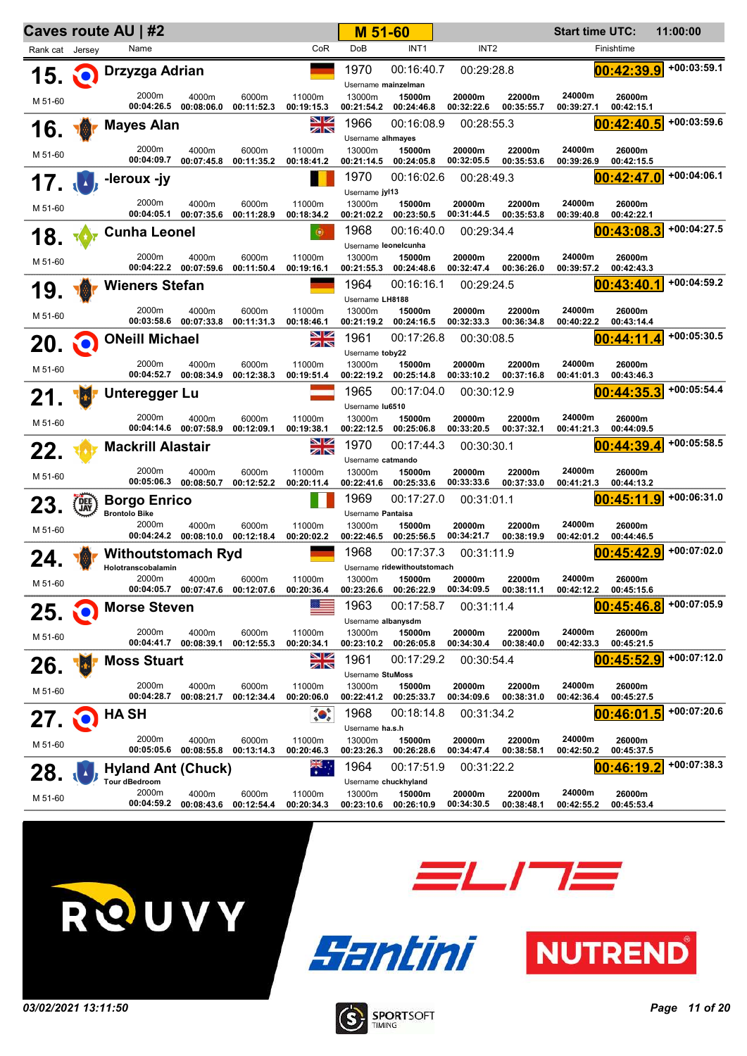# Caves route AU | #2

**M 51-60** | **Start time UTC:** 11:00:00

| Rank | cat | Jersey | Name | Team | CoR | DoB | Username | INT1 | INT2 | Finishtime | Gap | 2000m | 4000m | 6000m | 11000m | 13000m | 15000m | 20000m | 22000m | 24000m | 26000m |
|---|---|---|---|---|---|---|---|---|---|---|---|---|---|---|---|---|---|---|---|---|---|
| 15. | M 51-60 | | Drzyzga Adrian | | GER | 1970 | mainzelman | 00:16:40.7 | 00:29:28.8 | 00:42:39.9 | +00:03:59.1 | 00:04:26.5 | 00:08:06.0 | 00:11:52.3 | 00:19:15.3 | 00:21:54.2 | 00:24:46.8 | 00:32:22.6 | 00:35:55.7 | 00:39:27.1 | 00:42:15.1 |
| 16. | M 51-60 | | Mayes Alan | | GBR | 1966 | alhmayes | 00:16:08.9 | 00:28:55.3 | 00:42:40.5 | +00:03:59.6 | 00:04:09.7 | 00:07:45.8 | 00:11:35.2 | 00:18:41.2 | 00:21:14.5 | 00:24:05.8 | 00:32:05.5 | 00:35:53.6 | 00:39:26.9 | 00:42:15.5 |
| 17. | M 51-60 | | -leroux -jy | | BEL | 1970 | jyl13 | 00:16:02.6 | 00:28:49.3 | 00:42:47.0 | +00:04:06.1 | 00:04:05.1 | 00:07:35.6 | 00:11:28.9 | 00:18:34.2 | 00:21:02.2 | 00:23:50.5 | 00:31:44.5 | 00:35:53.8 | 00:39:40.8 | 00:42:22.1 |
| 18. | M 51-60 | | Cunha Leonel | | POR | 1968 | leonelcunha | 00:16:40.0 | 00:29:34.4 | 00:43:08.3 | +00:04:27.5 | 00:04:22.2 | 00:07:59.6 | 00:11:50.4 | 00:19:16.1 | 00:21:55.3 | 00:24:48.6 | 00:32:47.4 | 00:36:26.0 | 00:39:57.2 | 00:42:43.3 |
| 19. | M 51-60 | | Wieners Stefan | | GER | 1964 | LH8188 | 00:16:16.1 | 00:29:24.5 | 00:43:40.1 | +00:04:59.2 | 00:03:58.6 | 00:07:33.8 | 00:11:31.3 | 00:18:46.1 | 00:21:19.2 | 00:24:16.5 | 00:32:33.3 | 00:36:34.8 | 00:40:22.2 | 00:43:14.4 |
| 20. | M 51-60 | | ONeill Michael | | GBR | 1961 | toby22 | 00:17:26.8 | 00:30:08.5 | 00:44:11.4 | +00:05:30.5 | 00:04:52.7 | 00:08:34.9 | 00:12:38.3 | 00:19:51.4 | 00:22:19.2 | 00:25:14.8 | 00:33:10.2 | 00:37:16.8 | 00:41:01.3 | 00:43:46.3 |
| 21. | M 51-60 | | Unteregger Lu | | AUT | 1965 | lu6510 | 00:17:04.0 | 00:30:12.9 | 00:44:35.3 | +00:05:54.4 | 00:04:14.6 | 00:07:58.9 | 00:12:09.1 | 00:19:38.1 | 00:22:12.5 | 00:25:06.8 | 00:33:20.5 | 00:37:32.1 | 00:41:21.3 | 00:44:09.5 |
| 22. | M 51-60 | | Mackrill Alastair | | GBR | 1970 | catmando | 00:17:44.3 | 00:30:30.1 | 00:44:39.4 | +00:05:58.5 | 00:05:06.3 | 00:08:50.7 | 00:12:52.2 | 00:20:11.4 | 00:22:41.6 | 00:25:33.6 | 00:33:33.6 | 00:37:33.0 | 00:41:21.3 | 00:44:13.2 |
| 23. | M 51-60 | DEE JAY | Borgo Enrico | Brontolo Bike | ITA | 1969 | Pantaisa | 00:17:27.0 | 00:31:01.1 | 00:45:11.9 | +00:06:31.0 | 00:04:24.2 | 00:08:10.0 | 00:12:18.4 | 00:20:02.2 | 00:22:46.5 | 00:25:56.5 | 00:34:21.7 | 00:38:19.9 | 00:42:01.2 | 00:44:46.5 |
| 24. | M 51-60 | | Withoutstomach Ryd | Holotranscobalamin | GER | 1968 | ridewithoutstomach | 00:17:37.3 | 00:31:11.9 | 00:45:42.9 | +00:07:02.0 | 00:04:05.7 | 00:07:47.6 | 00:12:07.6 | 00:20:36.4 | 00:23:26.6 | 00:26:22.9 | 00:34:09.5 | 00:38:11.1 | 00:42:12.2 | 00:45:15.6 |
| 25. | M 51-60 | | Morse Steven | | USA | 1963 | albanysdm | 00:17:58.7 | 00:31:11.4 | 00:45:46.8 | +00:07:05.9 | 00:04:41.7 | 00:08:39.1 | 00:12:55.3 | 00:20:34.1 | 00:23:10.2 | 00:26:05.8 | 00:34:30.4 | 00:38:40.0 | 00:42:33.3 | 00:45:21.5 |
| 26. | M 51-60 | | Moss Stuart | | GBR | 1961 | StuMoss | 00:17:29.2 | 00:30:54.4 | 00:45:52.9 | +00:07:12.0 | 00:04:28.7 | 00:08:21.7 | 00:12:34.4 | 00:20:06.0 | 00:22:41.2 | 00:25:33.7 | 00:34:09.6 | 00:38:31.0 | 00:42:36.4 | 00:45:27.5 |
| 27. | M 51-60 | | HA SH | | KOR | 1968 | ha.s.h | 00:18:14.8 | 00:31:34.2 | 00:46:01.5 | +00:07:20.6 | 00:05:05.6 | 00:08:55.8 | 00:13:14.3 | 00:20:46.3 | 00:23:26.3 | 00:26:28.6 | 00:34:47.4 | 00:38:58.1 | 00:42:50.2 | 00:45:37.5 |
| 28. | M 51-60 | | Hyland Ant (Chuck) | Tour dBedroom | AUS | 1964 | chuckhyland | 00:17:51.9 | 00:31:22.2 | 00:46:19.2 | +00:07:38.3 | 00:04:59.2 | 00:08:43.6 | 00:12:54.4 | 00:20:34.3 | 00:23:10.6 | 00:26:10.9 | 00:34:30.5 | 00:38:48.1 | 00:42:55.2 | 00:45:53.4 |

ROUVY · ELITE · Santini · NUTREND

*03/02/2021 13:11:50*

SPORTSOFT TIMING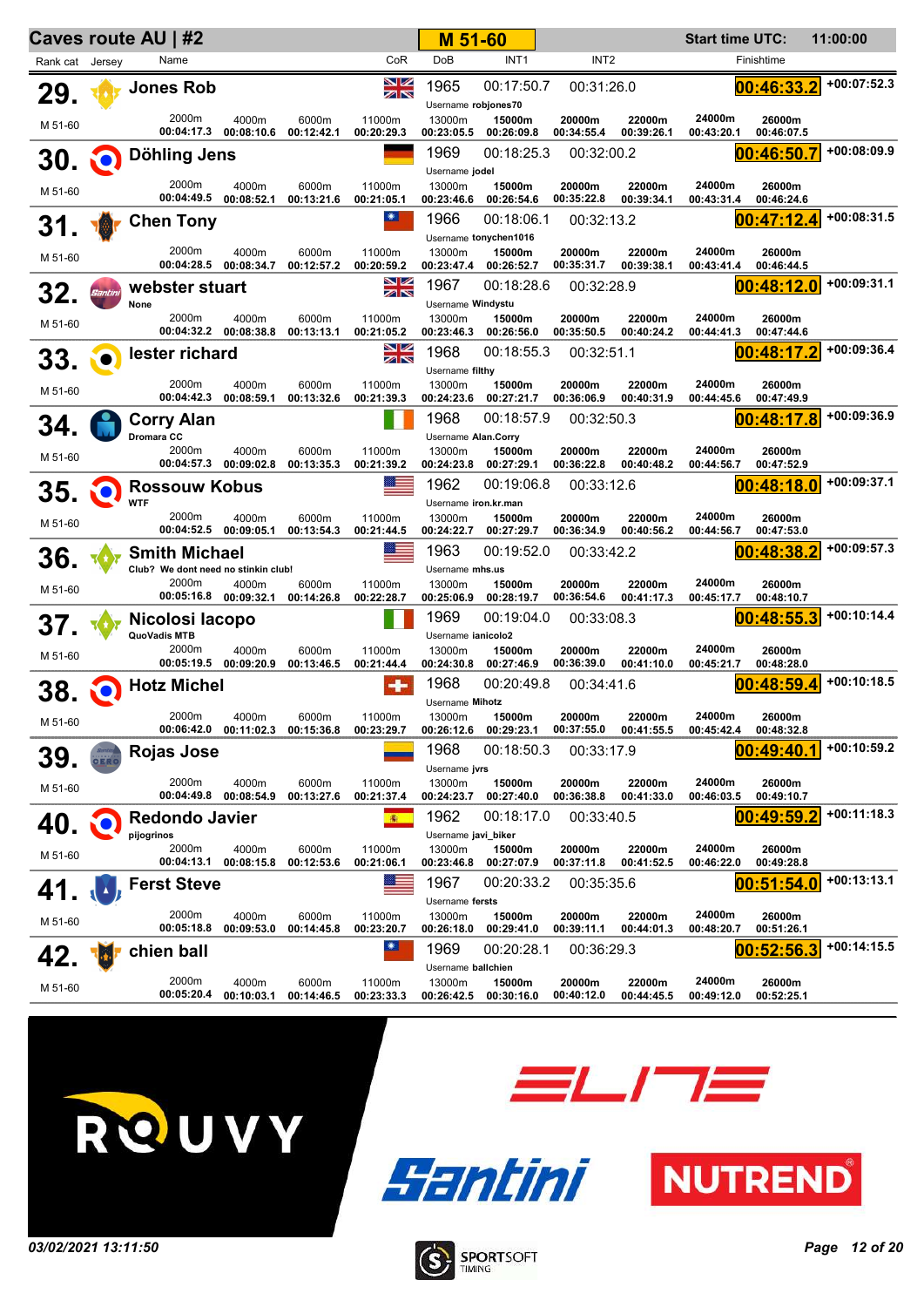# Caves route AU | #2

**M 51-60** | Start time UTC: 11:00:00

| Rank | Cat | Name | Club | CoR | DoB | Username | INT1 | INT2 | Finishtime | Gap | 2000m | 4000m | 6000m | 11000m | 13000m | 15000m | 20000m | 22000m | 24000m | 26000m |
|---|---|---|---|---|---|---|---|---|---|---|---|---|---|---|---|---|---|---|---|---|
| 29. | M 51-60 | Jones Rob | | GBR | 1965 | robjones70 | 00:17:50.7 | 00:31:26.0 | 00:46:33.2 | +00:07:52.3 | 00:04:17.3 | 00:08:10.6 | 00:12:42.1 | 00:20:29.3 | 00:23:05.5 | 00:26:09.8 | 00:34:55.4 | 00:39:26.1 | 00:43:20.1 | 00:46:07.5 |
| 30. | M 51-60 | Döhling Jens | | GER | 1969 | jodel | 00:18:25.3 | 00:32:00.2 | 00:46:50.7 | +00:08:09.9 | 00:04:49.5 | 00:08:52.1 | 00:13:21.6 | 00:21:05.1 | 00:23:46.6 | 00:26:54.6 | 00:35:22.8 | 00:39:34.1 | 00:43:31.4 | 00:46:24.6 |
| 31. | M 51-60 | Chen Tony | | TPE | 1966 | tonychen1016 | 00:18:06.1 | 00:32:13.2 | 00:47:12.4 | +00:08:31.5 | 00:04:28.5 | 00:08:34.7 | 00:12:57.2 | 00:20:59.2 | 00:23:47.4 | 00:26:52.7 | 00:35:31.7 | 00:39:38.1 | 00:43:41.4 | 00:46:44.5 |
| 32. | M 51-60 | webster stuart | None | GBR | 1967 | Windystu | 00:18:28.6 | 00:32:28.9 | 00:48:12.0 | +00:09:31.1 | 00:04:32.2 | 00:08:38.8 | 00:13:13.1 | 00:21:05.2 | 00:23:46.3 | 00:26:56.0 | 00:35:50.5 | 00:40:24.2 | 00:44:41.3 | 00:47:44.6 |
| 33. | M 51-60 | lester richard | | GBR | 1968 | filthy | 00:18:55.3 | 00:32:51.1 | 00:48:17.2 | +00:09:36.4 | 00:04:42.3 | 00:08:59.1 | 00:13:32.6 | 00:21:39.3 | 00:24:23.6 | 00:27:21.7 | 00:36:06.9 | 00:40:31.9 | 00:44:45.6 | 00:47:49.9 |
| 34. | M 51-60 | Corry Alan | Dromara CC | IRL | 1968 | Alan.Corry | 00:18:57.9 | 00:32:50.3 | 00:48:17.8 | +00:09:36.9 | 00:04:57.3 | 00:09:02.8 | 00:13:35.3 | 00:21:39.2 | 00:24:23.8 | 00:27:29.1 | 00:36:22.8 | 00:40:48.2 | 00:44:56.7 | 00:47:52.9 |
| 35. | M 51-60 | Rossouw Kobus | WTF | USA | 1962 | iron.kr.man | 00:19:06.8 | 00:33:12.6 | 00:48:18.0 | +00:09:37.1 | 00:04:52.5 | 00:09:05.1 | 00:13:54.3 | 00:21:44.5 | 00:24:22.7 | 00:27:29.7 | 00:36:34.9 | 00:40:56.2 | 00:44:56.7 | 00:47:53.0 |
| 36. | M 51-60 | Smith Michael | Club? We dont need no stinkin club! | USA | 1963 | mhs.us | 00:19:52.0 | 00:33:42.2 | 00:48:38.2 | +00:09:57.3 | 00:05:16.8 | 00:09:32.1 | 00:14:26.8 | 00:22:28.7 | 00:25:06.9 | 00:28:19.7 | 00:36:54.6 | 00:41:17.3 | 00:45:17.7 | 00:48:10.7 |
| 37. | M 51-60 | Nicolosi Iacopo | QuoVadis MTB | ITA | 1969 | ianicolo2 | 00:19:04.0 | 00:33:08.3 | 00:48:55.3 | +00:10:14.4 | 00:05:19.5 | 00:09:20.9 | 00:13:46.5 | 00:21:44.4 | 00:24:30.8 | 00:27:46.9 | 00:36:39.0 | 00:41:10.0 | 00:45:21.7 | 00:48:28.0 |
| 38. | M 51-60 | Hotz Michel | | SUI | 1968 | Mihotz | 00:20:49.8 | 00:34:41.6 | 00:48:59.4 | +00:10:18.5 | 00:06:42.0 | 00:11:02.3 | 00:15:36.8 | 00:23:29.7 | 00:26:12.6 | 00:29:23.1 | 00:37:55.0 | 00:41:55.5 | 00:45:42.4 | 00:48:32.8 |
| 39. | M 51-60 | Rojas Jose | | COL | 1968 | jvrs | 00:18:50.3 | 00:33:17.9 | 00:49:40.1 | +00:10:59.2 | 00:04:49.8 | 00:08:54.9 | 00:13:27.6 | 00:21:37.4 | 00:24:23.7 | 00:27:40.0 | 00:36:38.8 | 00:41:33.0 | 00:46:03.5 | 00:49:10.7 |
| 40. | M 51-60 | Redondo Javier | pijogrinos | ESP | 1962 | javi_biker | 00:18:17.0 | 00:33:40.5 | 00:49:59.2 | +00:11:18.3 | 00:04:13.1 | 00:08:15.8 | 00:12:53.6 | 00:21:06.1 | 00:23:46.8 | 00:27:07.9 | 00:37:11.8 | 00:41:52.5 | 00:46:22.0 | 00:49:28.8 |
| 41. | M 51-60 | Ferst Steve | | USA | 1967 | fersts | 00:20:33.2 | 00:35:35.6 | 00:51:54.0 | +00:13:13.1 | 00:05:18.8 | 00:09:53.0 | 00:14:45.8 | 00:23:20.7 | 00:26:18.0 | 00:29:41.0 | 00:39:11.1 | 00:44:01.3 | 00:48:20.7 | 00:51:26.1 |
| 42. | M 51-60 | chien ball | | TPE | 1969 | ballchien | 00:20:28.1 | 00:36:29.3 | 00:52:56.3 | +00:14:15.5 | 00:05:20.4 | 00:10:03.1 | 00:14:46.5 | 00:23:33.3 | 00:26:42.5 | 00:30:16.0 | 00:40:12.0 | 00:44:45.5 | 00:49:12.0 | 00:52:25.1 |

ROUVY | ELITE | Santini | NUTREND

03/02/2021 13:11:50

SPORTSOFT TIMING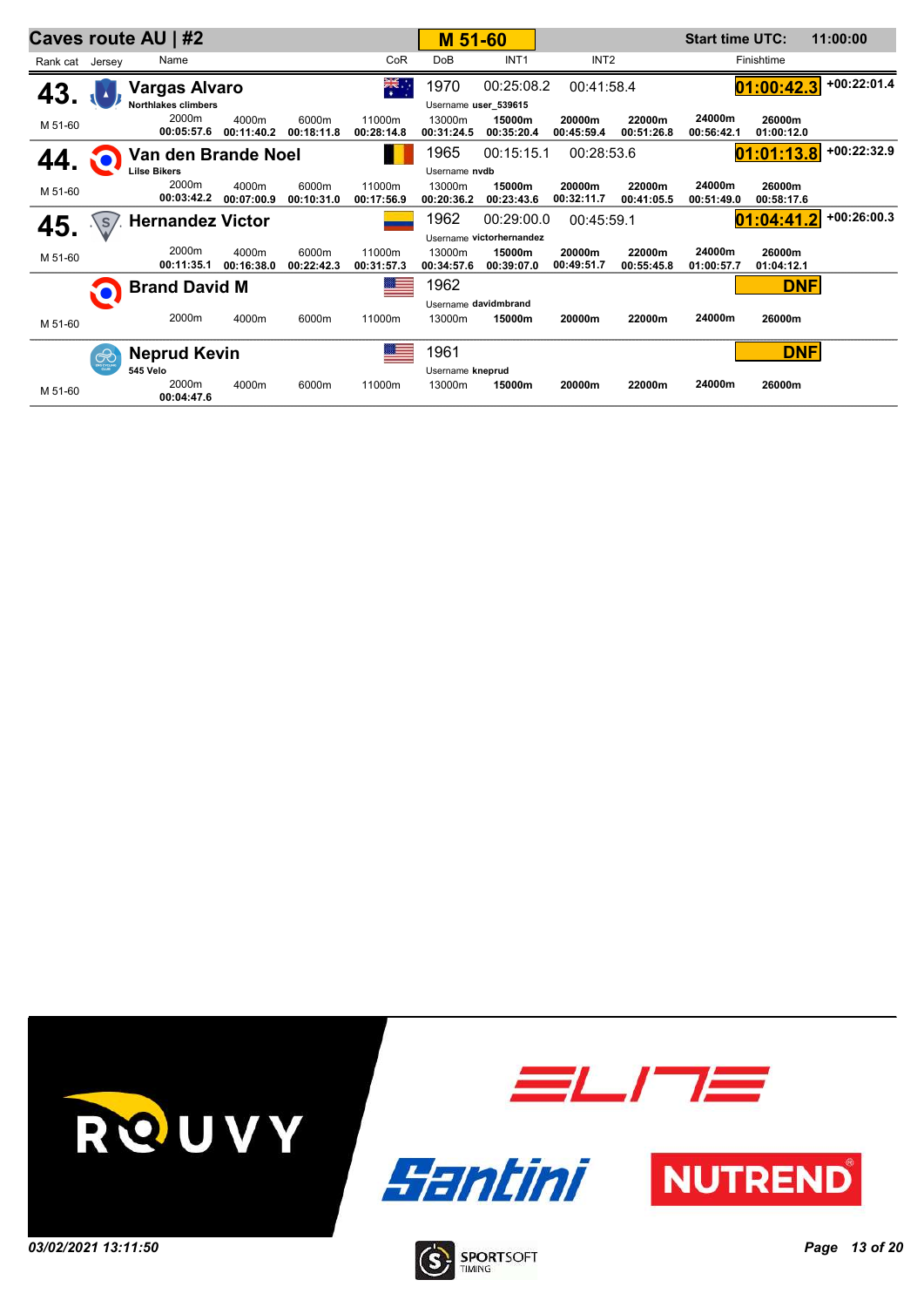# Caves route AU | #2

**M 51-60**

**Start time UTC:** 11:00:00

| Rank | cat | Jersey | Name | Team | CoR | DoB | INT1 | INT2 | Finishtime | Gap |
|---|---|---|---|---|---|---|---|---|---|---|
| 43. | M 51-60 | | **Vargas Alvaro** | Northlakes climbers | AUS | 1970 | 00:25:08.2 | 00:41:58.4 | **01:00:42.3** | +00:22:01.4 |
| 44. | M 51-60 | | **Van den Brande Noel** | Lilse Bikers | BEL | 1965 | 00:15:15.1 | 00:28:53.6 | **01:01:13.8** | +00:22:32.9 |
| 45. | M 51-60 | | **Hernandez Victor** | | COL | 1962 | 00:29:00.0 | 00:45:59.1 | **01:04:41.2** | +00:26:00.3 |
| | M 51-60 | | **Brand David M** | | USA | 1962 | | | **DNF** | |
| | M 51-60 | | **Neprud Kevin** | 545 Velo | USA | 1961 | | | **DNF** | |

**Usernames:** Vargas Alvaro – user_539615; Van den Brande Noel – nvdb; Hernandez Victor – victorhernandez; Brand David M – davidmbrand; Neprud Kevin – kneprud

### Split times

| Name | 2000m | 4000m | 6000m | 11000m | 13000m | 15000m | 20000m | 22000m | 24000m | 26000m |
|---|---|---|---|---|---|---|---|---|---|---|
| Vargas Alvaro | 00:05:57.6 | 00:11:40.2 | 00:18:11.8 | 00:28:14.8 | 00:31:24.5 | 00:35:20.4 | 00:45:59.4 | 00:51:26.8 | 00:56:42.1 | 01:00:12.0 |
| Van den Brande Noel | 00:03:42.2 | 00:07:00.9 | 00:10:31.0 | 00:17:56.9 | 00:20:36.2 | 00:23:43.6 | 00:32:11.7 | 00:41:05.5 | 00:51:49.0 | 00:58:17.6 |
| Hernandez Victor | 00:11:35.1 | 00:16:38.0 | 00:22:42.3 | 00:31:57.3 | 00:34:57.6 | 00:39:07.0 | 00:49:51.7 | 00:55:45.8 | 01:00:57.7 | 01:04:12.1 |
| Brand David M | | | | | | | | | | |
| Neprud Kevin | 00:04:47.6 | | | | | | | | | |

*03/02/2021 13:11:50*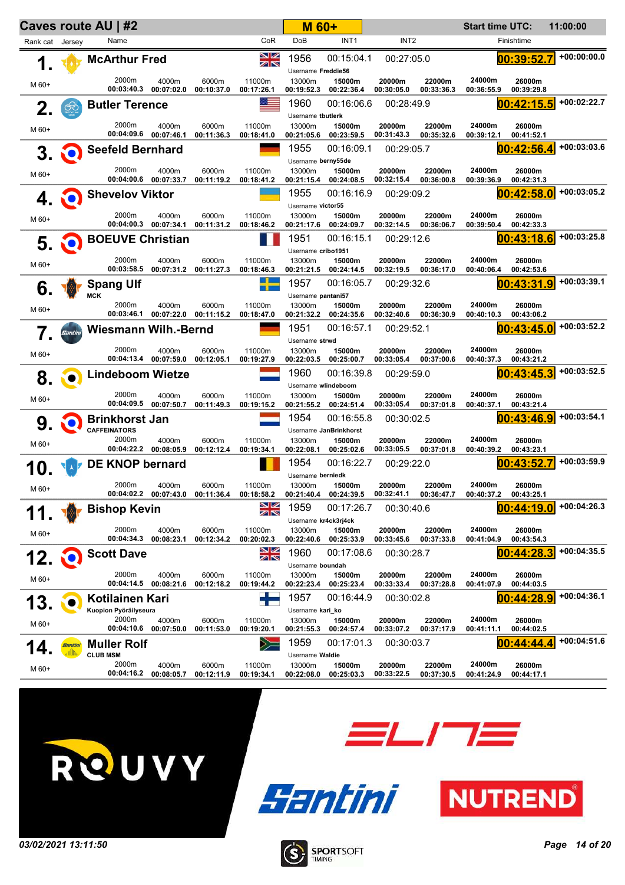# Caves route AU | #2

**M 60+**

Start time UTC: 11:00:00

| Rank | cat | Name | Club | CoR | DoB | Username | INT1 | INT2 | 2000m | 4000m | 6000m | 11000m | 13000m | 15000m | 20000m | 22000m | 24000m | 26000m | Finishtime | Gap |
|---|---|---|---|---|---|---|---|---|---|---|---|---|---|---|---|---|---|---|---|---|
| 1. | M 60+ | McArthur Fred | | GBR | 1956 | Freddie56 | 00:15:04.1 | 00:27:05.0 | 00:03:40.3 | 00:07:02.0 | 00:10:37.0 | 00:17:26.1 | 00:19:52.3 | 00:22:36.4 | 00:30:05.0 | 00:33:36.3 | 00:36:55.9 | 00:39:29.8 | 00:39:52.7 | +00:00:00.0 |
| 2. | M 60+ | Butler Terence | | USA | 1960 | tbutlerk | 00:16:06.6 | 00:28:49.9 | 00:04:09.6 | 00:07:46.1 | 00:11:36.3 | 00:18:41.0 | 00:21:05.6 | 00:23:59.5 | 00:31:43.3 | 00:35:32.6 | 00:39:12.1 | 00:41:52.1 | 00:42:15.5 | +00:02:22.7 |
| 3. | M 60+ | Seefeld Bernhard | | GER | 1955 | berny55de | 00:16:09.1 | 00:29:05.7 | 00:04:00.6 | 00:07:33.7 | 00:11:19.2 | 00:18:41.2 | 00:21:15.4 | 00:24:08.5 | 00:32:15.4 | 00:36:00.8 | 00:39:36.9 | 00:42:31.3 | 00:42:56.4 | +00:03:03.6 |
| 4. | M 60+ | Shevelov Viktor | | UKR | 1955 | victor55 | 00:16:16.9 | 00:29:09.2 | 00:04:00.3 | 00:07:34.1 | 00:11:31.2 | 00:18:46.2 | 00:21:17.6 | 00:24:09.7 | 00:32:14.5 | 00:36:06.7 | 00:39:50.4 | 00:42:33.3 | 00:42:58.0 | +00:03:05.2 |
| 5. | M 60+ | BOEUVE Christian | | FRA | 1951 | cribo1951 | 00:16:15.1 | 00:29:12.6 | 00:03:58.5 | 00:07:31.2 | 00:11:27.3 | 00:18:46.3 | 00:21:21.5 | 00:24:14.5 | 00:32:19.5 | 00:36:17.0 | 00:40:06.4 | 00:42:53.6 | 00:43:18.6 | +00:03:25.8 |
| 6. | M 60+ | Spang Ulf | MCK | SWE | 1957 | pantani57 | 00:16:05.7 | 00:29:32.6 | 00:03:46.1 | 00:07:22.0 | 00:11:15.2 | 00:18:47.0 | 00:21:32.2 | 00:24:35.6 | 00:32:40.6 | 00:36:30.9 | 00:40:10.3 | 00:43:06.2 | 00:43:31.9 | +00:03:39.1 |
| 7. | M 60+ | Wiesmann Wilh.-Bernd | | GER | 1951 | strwd | 00:16:57.1 | 00:29:52.1 | 00:04:13.4 | 00:07:59.0 | 00:12:05.1 | 00:19:27.9 | 00:22:03.5 | 00:25:00.7 | 00:33:05.4 | 00:37:00.6 | 00:40:37.3 | 00:43:21.2 | 00:43:45.0 | +00:03:52.2 |
| 8. | M 60+ | Lindeboom Wietze | | NED | 1960 | wlindeboom | 00:16:39.8 | 00:29:59.0 | 00:04:09.5 | 00:07:50.7 | 00:11:49.3 | 00:19:15.2 | 00:21:55.2 | 00:24:51.4 | 00:33:05.4 | 00:37:01.8 | 00:40:37.1 | 00:43:21.4 | 00:43:45.3 | +00:03:52.5 |
| 9. | M 60+ | Brinkhorst Jan | CAFFEINATORS | NED | 1954 | JanBrinkhorst | 00:16:55.8 | 00:30:02.5 | 00:04:22.2 | 00:08:05.9 | 00:12:12.4 | 00:19:34.1 | 00:22:08.1 | 00:25:02.6 | 00:33:05.5 | 00:37:01.8 | 00:40:39.2 | 00:43:23.1 | 00:43:46.9 | +00:03:54.1 |
| 10. | M 60+ | DE KNOP bernard | | BEL | 1954 | berniedk | 00:16:22.7 | 00:29:22.0 | 00:04:02.2 | 00:07:43.0 | 00:11:36.4 | 00:18:58.2 | 00:21:40.4 | 00:24:39.5 | 00:32:41.1 | 00:36:47.7 | 00:40:37.2 | 00:43:25.1 | 00:43:52.7 | +00:03:59.9 |
| 11. | M 60+ | Bishop Kevin | | GBR | 1959 | kr4ck3rj4ck | 00:17:26.7 | 00:30:40.6 | 00:04:34.3 | 00:08:23.1 | 00:12:34.2 | 00:20:02.3 | 00:22:40.6 | 00:25:33.9 | 00:33:45.6 | 00:37:33.8 | 00:41:04.9 | 00:43:54.3 | 00:44:19.0 | +00:04:26.3 |
| 12. | M 60+ | Scott Dave | | GBR | 1960 | boundah | 00:17:08.6 | 00:30:28.7 | 00:04:14.5 | 00:08:21.6 | 00:12:18.2 | 00:19:44.2 | 00:22:23.4 | 00:25:23.4 | 00:33:33.4 | 00:37:28.8 | 00:41:07.9 | 00:44:03.5 | 00:44:28.3 | +00:04:35.5 |
| 13. | M 60+ | Kotilainen Kari | Kuopion Pyöräilyseura | FIN | 1957 | kari_ko | 00:16:44.9 | 00:30:02.8 | 00:04:10.6 | 00:07:50.0 | 00:11:53.0 | 00:19:20.1 | 00:21:55.3 | 00:24:57.4 | 00:33:07.2 | 00:37:17.9 | 00:41:11.1 | 00:44:02.5 | 00:44:28.9 | +00:04:36.1 |
| 14. | M 60+ | Muller Rolf | CLUB MSM | RSA | 1959 | Waldie | 00:17:01.3 | 00:30:03.7 | 00:04:16.2 | 00:08:05.7 | 00:12:11.9 | 00:19:34.1 | 00:22:08.0 | 00:25:03.3 | 00:33:22.5 | 00:37:30.5 | 00:41:24.9 | 00:44:17.1 | 00:44:44.4 | +00:04:51.6 |

ROUVY ELITE Santini NUTREND

*03/02/2021 13:11:50*

SPORTSOFT TIMING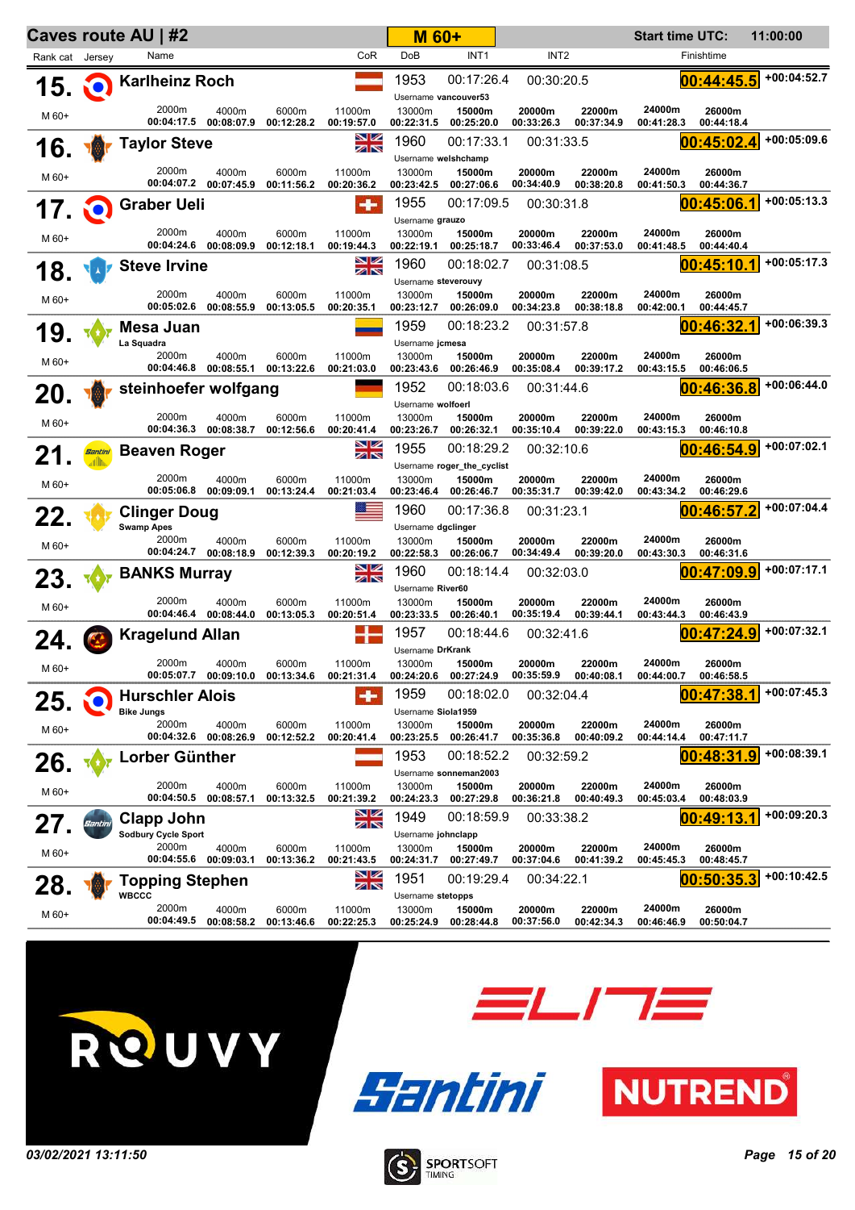# Caves route AU | #2

**M 60+**

Start time UTC: 11:00:00

| Rank | Cat | Name | Team | CoR | DoB | Username | INT1 | INT2 | 2000m | 4000m | 6000m | 11000m | 13000m | 15000m | 20000m | 22000m | 24000m | 26000m | Finishtime | Gap |
|---|---|---|---|---|---|---|---|---|---|---|---|---|---|---|---|---|---|---|---|---|
| 15. | M 60+ | Karlheinz Roch | | | 1953 | vancouver53 | 00:17:26.4 | 00:30:20.5 | 00:04:17.5 | 00:08:07.9 | 00:12:28.2 | 00:19:57.0 | 00:22:31.5 | 00:25:20.0 | 00:33:26.3 | 00:37:34.9 | 00:41:28.3 | 00:44:18.4 | 00:44:45.5 | +00:04:52.7 |
| 16. | M 60+ | Taylor Steve | | | 1960 | welshchamp | 00:17:33.1 | 00:31:33.5 | 00:04:07.2 | 00:07:45.9 | 00:11:56.2 | 00:20:36.2 | 00:23:42.5 | 00:27:06.6 | 00:34:40.9 | 00:38:20.8 | 00:41:50.3 | 00:44:36.7 | 00:45:02.4 | +00:05:09.6 |
| 17. | M 60+ | Graber Ueli | | | 1955 | grauzo | 00:17:09.5 | 00:30:31.8 | 00:04:24.6 | 00:08:09.9 | 00:12:18.1 | 00:19:44.3 | 00:22:19.1 | 00:25:18.7 | 00:33:46.4 | 00:37:53.0 | 00:41:48.5 | 00:44:40.4 | 00:45:06.1 | +00:05:13.3 |
| 18. | M 60+ | Steve Irvine | | | 1960 | steverouvy | 00:18:02.7 | 00:31:08.5 | 00:05:02.6 | 00:08:55.9 | 00:13:05.5 | 00:20:35.1 | 00:23:12.7 | 00:26:09.0 | 00:34:23.8 | 00:38:18.8 | 00:42:00.1 | 00:44:45.7 | 00:45:10.1 | +00:05:17.3 |
| 19. | M 60+ | Mesa Juan | La Squadra | | 1959 | jcmesa | 00:18:23.2 | 00:31:57.8 | 00:04:46.8 | 00:08:55.1 | 00:13:22.6 | 00:21:03.0 | 00:23:43.6 | 00:26:46.9 | 00:35:08.4 | 00:39:17.2 | 00:43:15.5 | 00:46:06.5 | 00:46:32.1 | +00:06:39.3 |
| 20. | M 60+ | steinhoefer wolfgang | | | 1952 | wolfoerl | 00:18:03.6 | 00:31:44.6 | 00:04:36.3 | 00:08:38.7 | 00:12:56.6 | 00:20:41.4 | 00:23:26.7 | 00:26:32.1 | 00:35:10.4 | 00:39:22.0 | 00:43:15.3 | 00:46:10.8 | 00:46:36.8 | +00:06:44.0 |
| 21. | M 60+ | Beaven Roger | | | 1955 | roger_the_cyclist | 00:18:29.2 | 00:32:10.6 | 00:05:06.8 | 00:09:09.1 | 00:13:24.4 | 00:21:03.4 | 00:23:46.4 | 00:26:46.7 | 00:35:31.7 | 00:39:42.0 | 00:43:34.2 | 00:46:29.6 | 00:46:54.9 | +00:07:02.1 |
| 22. | M 60+ | Clinger Doug | Swamp Apes | | 1960 | dgclinger | 00:17:36.8 | 00:31:23.1 | 00:04:24.7 | 00:08:18.9 | 00:12:39.3 | 00:20:19.2 | 00:22:58.3 | 00:26:06.7 | 00:34:49.4 | 00:39:20.0 | 00:43:30.3 | 00:46:31.6 | 00:46:57.2 | +00:07:04.4 |
| 23. | M 60+ | BANKS Murray | | | 1960 | River60 | 00:18:14.4 | 00:32:03.0 | 00:04:46.4 | 00:08:44.0 | 00:13:05.3 | 00:20:51.4 | 00:23:33.5 | 00:26:40.1 | 00:35:19.4 | 00:39:44.1 | 00:43:44.3 | 00:46:43.9 | 00:47:09.9 | +00:07:17.1 |
| 24. | M 60+ | Kragelund Allan | | | 1957 | DrKrank | 00:18:44.6 | 00:32:41.6 | 00:05:07.7 | 00:09:10.0 | 00:13:34.6 | 00:21:31.4 | 00:24:20.6 | 00:27:24.9 | 00:35:59.9 | 00:40:08.1 | 00:44:00.7 | 00:46:58.5 | 00:47:24.9 | +00:07:32.1 |
| 25. | M 60+ | Hurschler Alois | Bike Jungs | | 1959 | Siola1959 | 00:18:02.0 | 00:32:04.4 | 00:04:32.6 | 00:08:26.9 | 00:12:52.2 | 00:20:41.4 | 00:23:25.5 | 00:26:41.7 | 00:35:36.8 | 00:40:09.2 | 00:44:14.4 | 00:47:11.7 | 00:47:38.1 | +00:07:45.3 |
| 26. | M 60+ | Lorber Günther | | | 1953 | sonneman2003 | 00:18:52.2 | 00:32:59.2 | 00:04:50.5 | 00:08:57.1 | 00:13:32.5 | 00:21:39.2 | 00:24:23.3 | 00:27:29.8 | 00:36:21.8 | 00:40:49.3 | 00:45:03.4 | 00:48:03.9 | 00:48:31.9 | +00:08:39.1 |
| 27. | M 60+ | Clapp John | Sodbury Cycle Sport | | 1949 | johnclapp | 00:18:59.9 | 00:33:38.2 | 00:04:55.6 | 00:09:03.1 | 00:13:36.2 | 00:21:43.5 | 00:24:31.7 | 00:27:49.7 | 00:37:04.6 | 00:41:39.2 | 00:45:45.3 | 00:48:45.7 | 00:49:13.1 | +00:09:20.3 |
| 28. | M 60+ | Topping Stephen | WBCCC | | 1951 | stetopps | 00:19:29.4 | 00:34:22.1 | 00:04:49.5 | 00:08:58.2 | 00:13:46.6 | 00:22:25.3 | 00:25:24.9 | 00:28:44.8 | 00:37:56.0 | 00:42:34.3 | 00:46:46.9 | 00:50:04.7 | 00:50:35.3 | +00:10:42.5 |

*03/02/2021 13:11:50*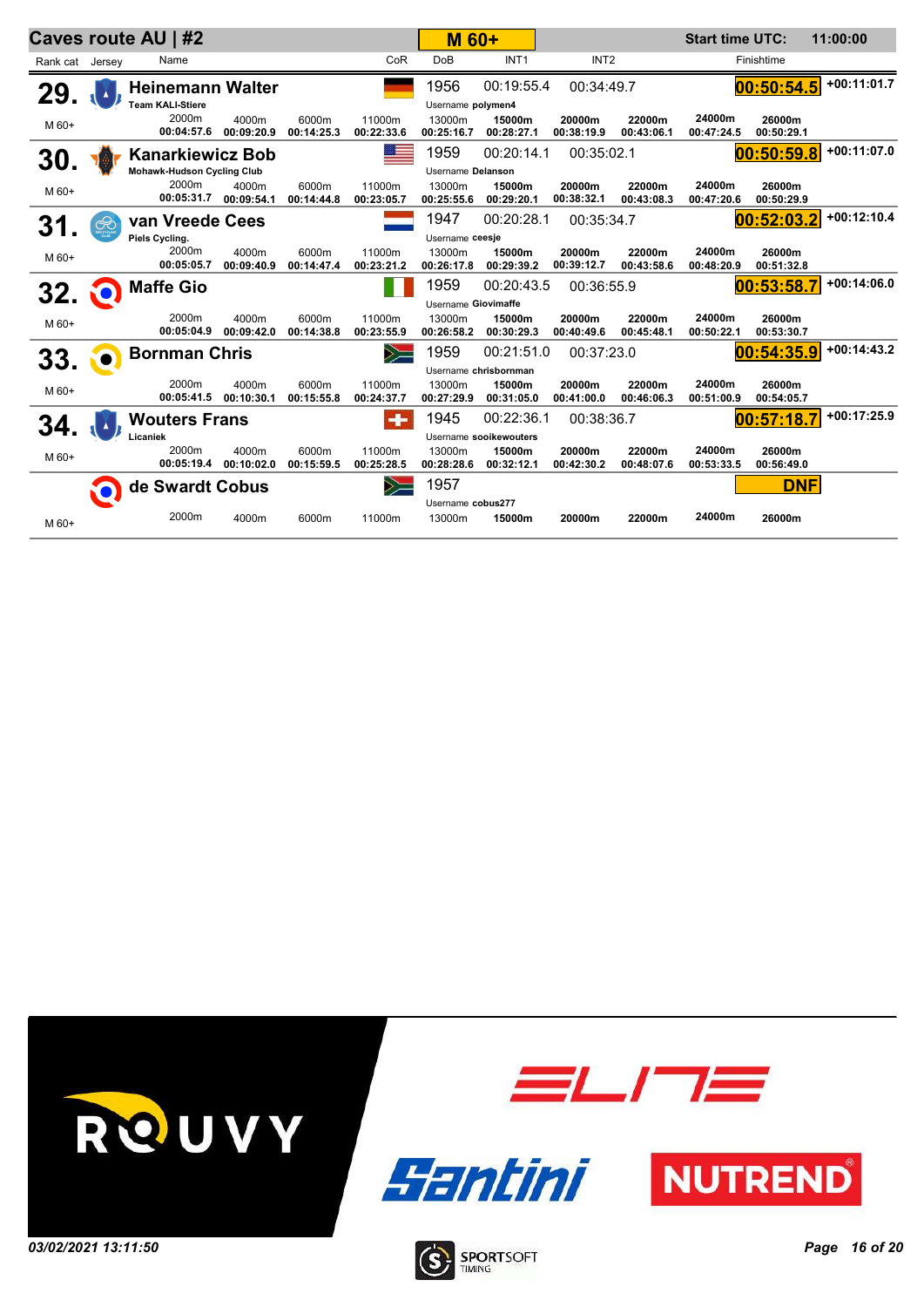# Caves route AU | #2

**M 60+** | **Start time UTC:** 11:00:00

| Rank | cat | Name | Team | CoR | DoB | Username | INT1 | INT2 | 2000m | 4000m | 6000m | 11000m | 13000m | 15000m | 20000m | 22000m | 24000m | 26000m | Finishtime | Gap |
|---|---|---|---|---|---|---|---|---|---|---|---|---|---|---|---|---|---|---|---|---|
| 29. | M 60+ | Heinemann Walter | Team KALI-Stiere | | 1956 | polymen4 | 00:19:55.4 | 00:34:49.7 | 00:04:57.6 | 00:09:20.9 | 00:14:25.3 | 00:22:33.6 | 00:25:16.7 | 00:28:27.1 | 00:38:19.9 | 00:43:06.1 | 00:47:24.5 | 00:50:29.1 | 00:50:54.5 | +00:11:01.7 |
| 30. | M 60+ | Kanarkiewicz Bob | Mohawk-Hudson Cycling Club | | 1959 | Delanson | 00:20:14.1 | 00:35:02.1 | 00:05:31.7 | 00:09:54.1 | 00:14:44.8 | 00:23:05.7 | 00:25:55.6 | 00:29:20.1 | 00:38:32.1 | 00:43:08.3 | 00:47:20.6 | 00:50:29.9 | 00:50:59.8 | +00:11:07.0 |
| 31. | M 60+ | van Vreede Cees | Piels Cycling. | | 1947 | ceesje | 00:20:28.1 | 00:35:34.7 | 00:05:05.7 | 00:09:40.9 | 00:14:47.4 | 00:23:21.2 | 00:26:17.8 | 00:29:39.2 | 00:39:12.7 | 00:43:58.6 | 00:48:20.9 | 00:51:32.8 | 00:52:03.2 | +00:12:10.4 |
| 32. | M 60+ | Maffe Gio | | | 1959 | Giovimaffe | 00:20:43.5 | 00:36:55.9 | 00:05:04.9 | 00:09:42.0 | 00:14:38.8 | 00:23:55.9 | 00:26:58.2 | 00:30:29.3 | 00:40:49.6 | 00:45:48.1 | 00:50:22.1 | 00:53:30.7 | 00:53:58.7 | +00:14:06.0 |
| 33. | M 60+ | Bornman Chris | | | 1959 | chrisbornman | 00:21:51.0 | 00:37:23.0 | 00:05:41.5 | 00:10:30.1 | 00:15:55.8 | 00:24:37.7 | 00:27:29.9 | 00:31:05.0 | 00:41:00.0 | 00:46:06.3 | 00:51:00.9 | 00:54:05.7 | 00:54:35.9 | +00:14:43.2 |
| 34. | M 60+ | Wouters Frans | Licaniek | | 1945 | sooikewouters | 00:22:36.1 | 00:38:36.7 | 00:05:19.4 | 00:10:02.0 | 00:15:59.5 | 00:25:28.5 | 00:28:28.6 | 00:32:12.1 | 00:42:30.2 | 00:48:07.6 | 00:53:33.5 | 00:56:49.0 | 00:57:18.7 | +00:17:25.9 |
| | M 60+ | de Swardt Cobus | | | 1957 | cobus277 | | | | | | | | | | | | | DNF | |

*03/02/2021 13:11:50*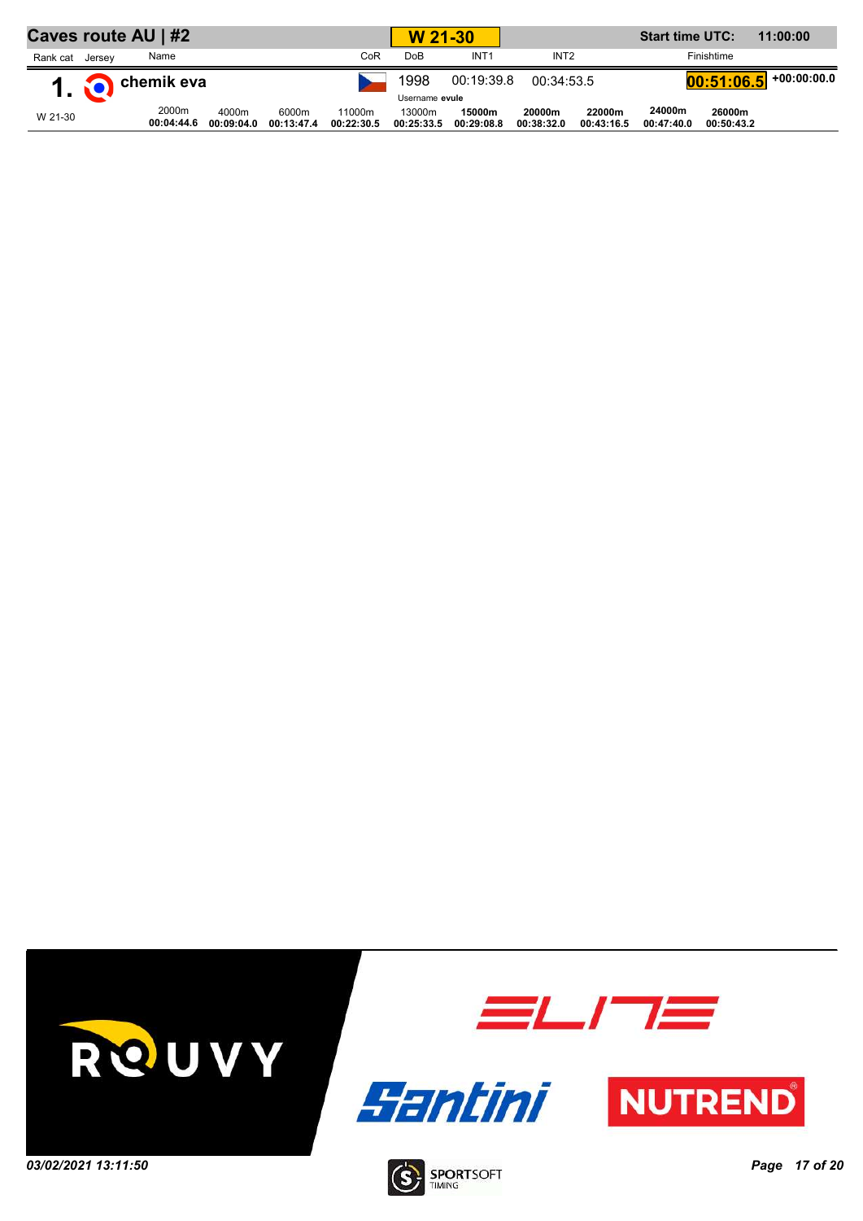# Caves route AU | #2

**W 21-30**

**Start time UTC:** 11:00:00

| Rank cat | Jersey | Name | CoR | DoB | INT1 | INT2 | Finishtime | |
|---|---|---|---|---|---|---|---|---|
| **1.** | | **chemik eva** | | 1998 | 00:19:39.8 | 00:34:53.5 | **00:51:06.5** | +00:00:00.0 |
| W 21-30 | | | | Username **evule** | | | | |

| 2000m | 4000m | 6000m | 11000m | 13000m | 15000m | 20000m | 22000m | 24000m | 26000m |
|---|---|---|---|---|---|---|---|---|---|
| 00:04:44.6 | 00:09:04.0 | 00:13:47.4 | 00:22:30.5 | 00:25:33.5 | 00:29:08.8 | 00:38:32.0 | 00:43:16.5 | 00:47:40.0 | 00:50:43.2 |

ROUVY ELITE Santini NUTREND

*03/02/2021 13:11:50*

SPORTSOFT TIMING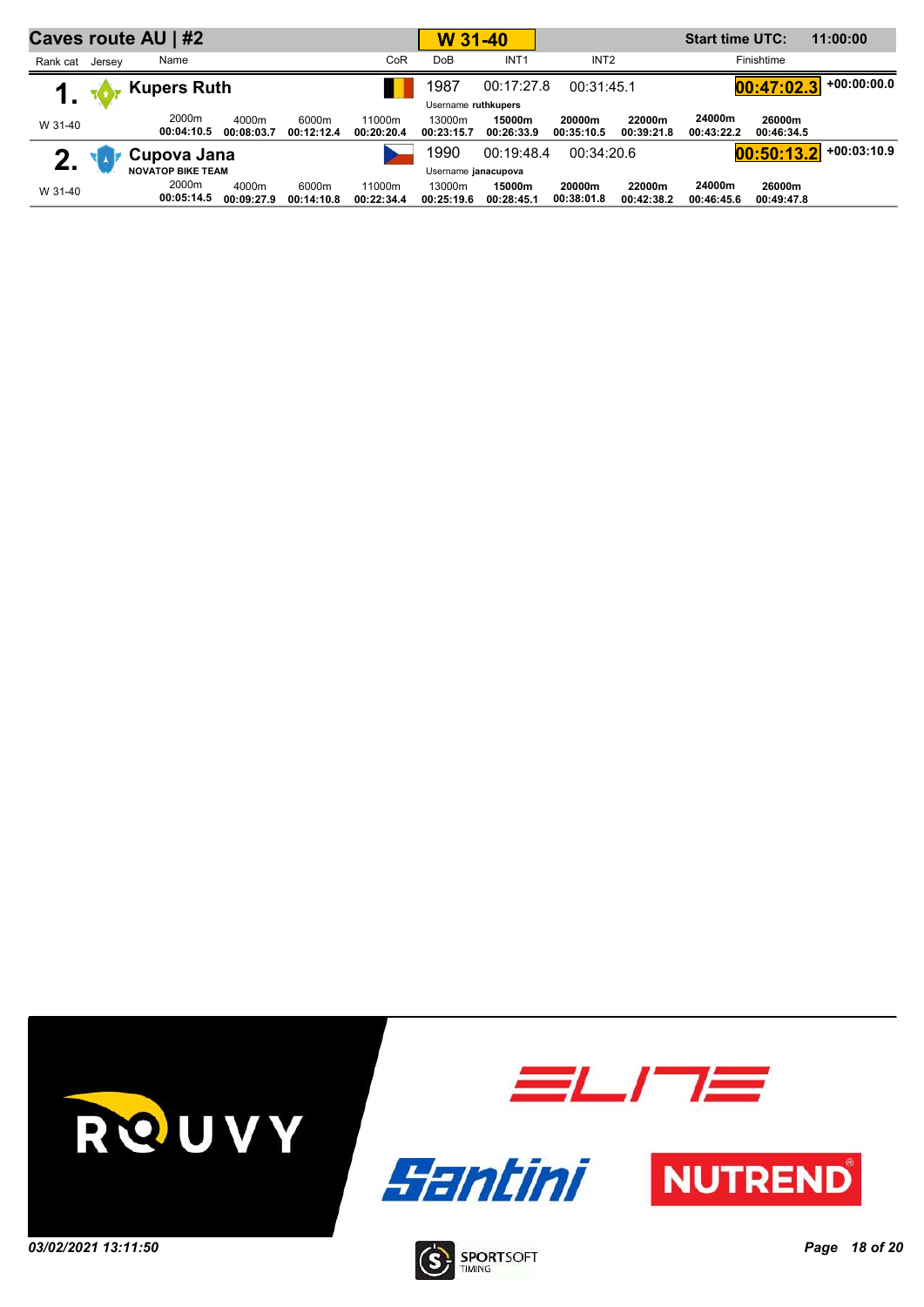## Caves route AU | #2

**W 31-40**

**Start time UTC:** 11:00:00

| Rank | cat | Jersey | Name | CoR | DoB | INT1 | INT2 | Finishtime | |
|---|---|---|---|---|---|---|---|---|---|
| **1.** | W 31-40 | | **Kupers Ruth** | | 1987 | 00:17:27.8 | 00:31:45.1 | **00:47:02.3** | +00:00:00.0 |
| | | | | | Username **ruthkupers** | | | | |
| **2.** | W 31-40 | | **Cupova Jana** NOVATOP BIKE TEAM | | 1990 | 00:19:48.4 | 00:34:20.6 | **00:50:13.2** | +00:03:10.9 |
| | | | | | Username **janacupova** | | | | |

**Splits**

| Name | 2000m | 4000m | 6000m | 11000m | 13000m | 15000m | 20000m | 22000m | 24000m | 26000m |
|---|---|---|---|---|---|---|---|---|---|---|
| Kupers Ruth | 00:04:10.5 | 00:08:03.7 | 00:12:12.4 | 00:20:20.4 | 00:23:15.7 | 00:26:33.9 | 00:35:10.5 | 00:39:21.8 | 00:43:22.2 | 00:46:34.5 |
| Cupova Jana | 00:05:14.5 | 00:09:27.9 | 00:14:10.8 | 00:22:34.4 | 00:25:19.6 | 00:28:45.1 | 00:38:01.8 | 00:42:38.2 | 00:46:45.6 | 00:49:47.8 |

ROUVY ELITE Santini NUTREND

*03/02/2021 13:11:50*

SPORTSOFT TIMING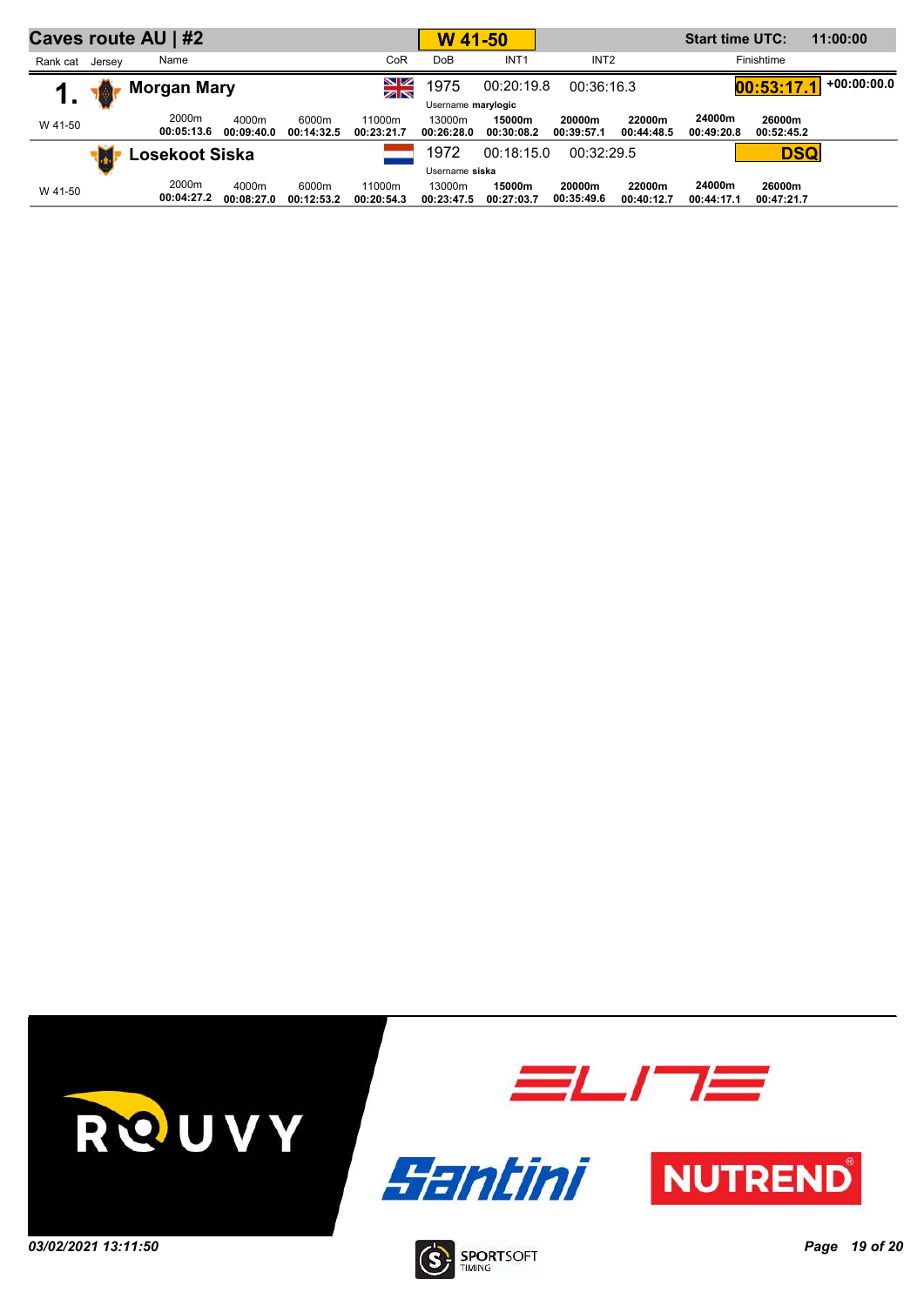## Caves route AU | #2

**W 41-50**

**Start time UTC:** **11:00:00**

| Rank cat | Jersey | Name | CoR | DoB | INT1 | INT2 | Finishtime | |
|---|---|---|---|---|---|---|---|---|
| **1.** | | **Morgan Mary** | GBR | 1975 | 00:20:19.8 | 00:36:16.3 | **00:53:17.1** | +00:00:00.0 |
| | | | | Username **marylogic** | | | | |
| | | | | | | | **DSQ** | |
| | | **Losekoot Siska** | NED | 1972 | 00:18:15.0 | 00:32:29.5 | **DSQ** | |
| | | | | Username **siska** | | | | |

**Morgan Mary** (W 41-50) splits:

| 2000m | 4000m | 6000m | 11000m | 13000m | 15000m | 20000m | 22000m | 24000m | 26000m |
|---|---|---|---|---|---|---|---|---|---|
| 00:05:13.6 | 00:09:40.0 | 00:14:32.5 | 00:23:21.7 | 00:26:28.0 | 00:30:08.2 | 00:39:57.1 | 00:44:48.5 | 00:49:20.8 | 00:52:45.2 |

**Losekoot Siska** (W 41-50) splits:

| 2000m | 4000m | 6000m | 11000m | 13000m | 15000m | 20000m | 22000m | 24000m | 26000m |
|---|---|---|---|---|---|---|---|---|---|
| 00:04:27.2 | 00:08:27.0 | 00:12:53.2 | 00:20:54.3 | 00:23:47.5 | 00:27:03.7 | 00:35:49.6 | 00:40:12.7 | 00:44:17.1 | 00:47:21.7 |

*03/02/2021 13:11:50*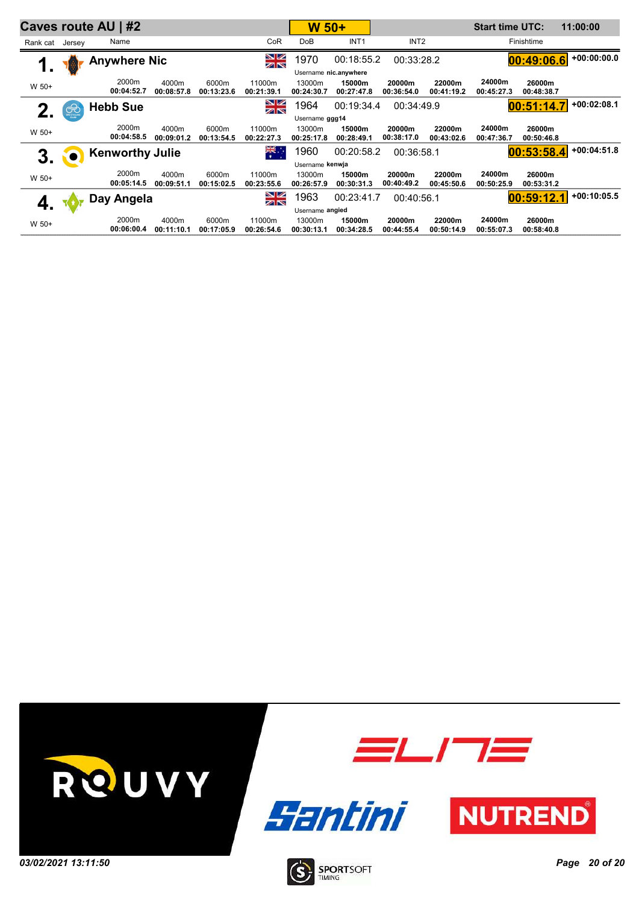# Caves route AU | #2

**W 50+**

**Start time UTC:** 11:00:00

| Rank cat | Jersey | Name | CoR | DoB | INT1 | INT2 | Finishtime | |
|---|---|---|---|---|---|---|---|---|
| **1.** | | **Anywhere Nic** | GBR | 1970 | 00:18:55.2 | 00:33:28.2 | **00:49:06.6** | +00:00:00.0 |
| | | | | Username **nic.anywhere** | | | | |
| **2.** | | **Hebb Sue** | GBR | 1964 | 00:19:34.4 | 00:34:49.9 | **00:51:14.7** | +00:02:08.1 |
| | | | | Username **ggg14** | | | | |
| **3.** | | **Kenworthy Julie** | AUS | 1960 | 00:20:58.2 | 00:36:58.1 | **00:53:58.4** | +00:04:51.8 |
| | | | | Username **kenwja** | | | | |
| **4.** | | **Day Angela** | GBR | 1963 | 00:23:41.7 | 00:40:56.1 | **00:59:12.1** | +00:10:05.5 |
| | | | | Username **angied** | | | | |

| Name | Cat | 2000m | 4000m | 6000m | 11000m | 13000m | 15000m | 20000m | 22000m | 24000m | 26000m |
|---|---|---|---|---|---|---|---|---|---|---|---|
| Anywhere Nic | W 50+ | 00:04:52.7 | 00:08:57.8 | 00:13:23.6 | 00:21:39.1 | 00:24:30.7 | 00:27:47.8 | 00:36:54.0 | 00:41:19.2 | 00:45:27.3 | 00:48:38.7 |
| Hebb Sue | W 50+ | 00:04:58.5 | 00:09:01.2 | 00:13:54.5 | 00:22:27.3 | 00:25:17.8 | 00:28:49.1 | 00:38:17.0 | 00:43:02.6 | 00:47:36.7 | 00:50:46.8 |
| Kenworthy Julie | W 50+ | 00:05:14.5 | 00:09:51.1 | 00:15:02.5 | 00:23:55.6 | 00:26:57.9 | 00:30:31.3 | 00:40:49.2 | 00:45:50.6 | 00:50:25.9 | 00:53:31.2 |
| Day Angela | W 50+ | 00:06:00.4 | 00:11:10.1 | 00:17:05.9 | 00:26:54.6 | 00:30:13.1 | 00:34:28.5 | 00:44:55.4 | 00:50:14.9 | 00:55:07.3 | 00:58:40.8 |

*03/02/2021 13:11:50*